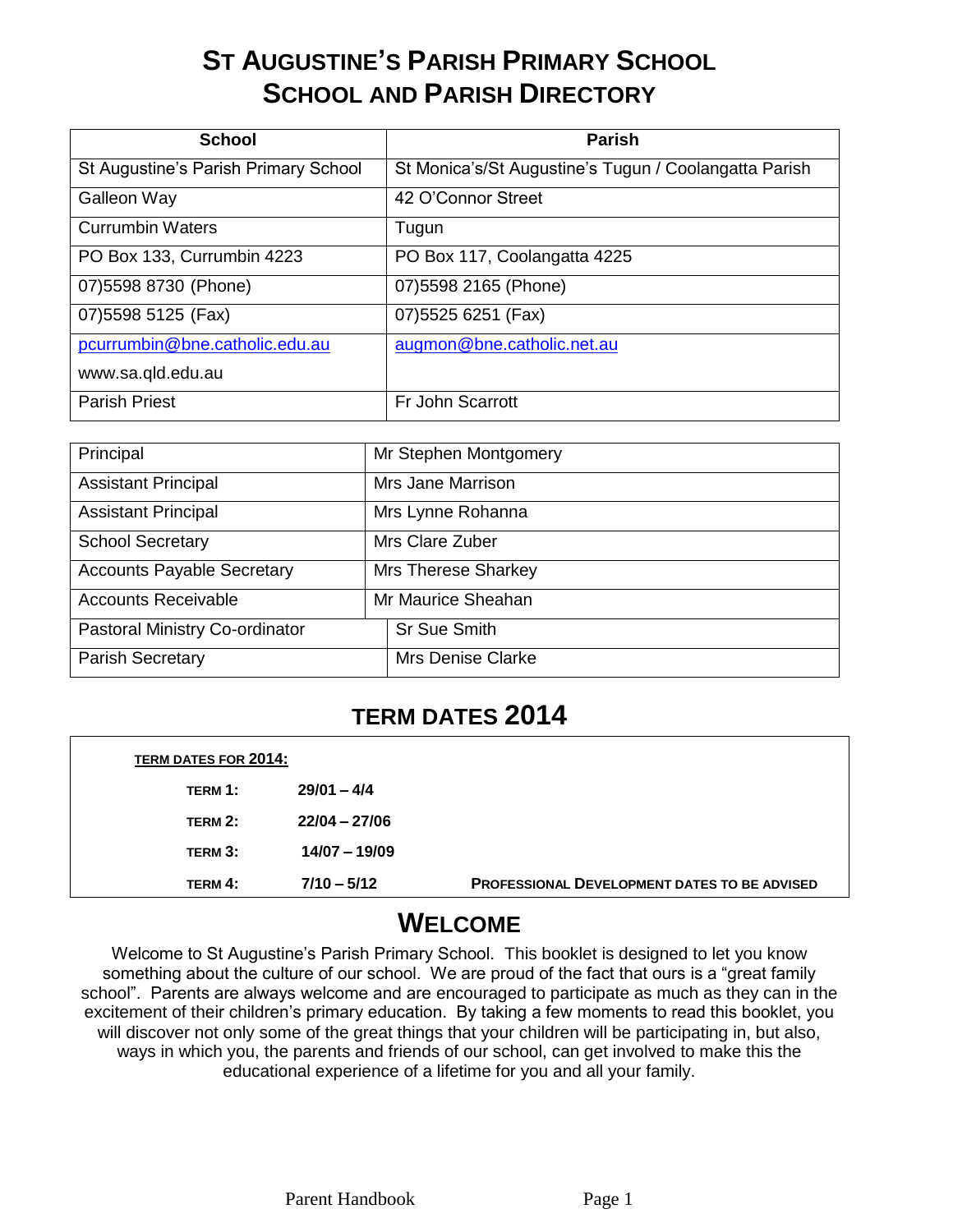# ST AUGUSTINE'S PARISH PRIMARY SCHOOL
# SCHOOL AND PARISH DIRECTORY

| School | Parish |
|---|---|
| St Augustine's Parish Primary School | St Monica's/St Augustine's Tugun / Coolangatta Parish |
| Galleon Way | 42 O'Connor Street |
| Currumbin Waters | Tugun |
| PO Box 133, Currumbin 4223 | PO Box 117, Coolangatta 4225 |
| 07)5598 8730 (Phone) | 07)5598 2165 (Phone) |
| 07)5598 5125 (Fax) | 07)5525 6251 (Fax) |
| pcurrumbin@bne.catholic.edu.au<br>www.sa.qld.edu.au | augmon@bne.catholic.net.au |
| Parish Priest | Fr John Scarrott |

| | |
|---|---|
| Principal | Mr Stephen Montgomery |
| Assistant Principal | Mrs Jane Marrison |
| Assistant Principal | Mrs Lynne Rohanna |
| School Secretary | Mrs Clare Zuber |
| Accounts Payable Secretary | Mrs Therese Sharkey |
| Accounts Receivable | Mr Maurice Sheahan |
| Pastoral Ministry Co-ordinator | Sr Sue Smith |
| Parish Secretary | Mrs Denise Clarke |

## TERM DATES 2014

**TERM DATES FOR 2014:**

| | | |
|---|---|---|
| **TERM 1:** | **29/01 – 4/4** | |
| **TERM 2:** | **22/04 – 27/06** | |
| **TERM 3:** | **14/07 – 19/09** | |
| **TERM 4:** | **7/10 – 5/12** | **PROFESSIONAL DEVELOPMENT DATES TO BE ADVISED** |

## WELCOME

Welcome to St Augustine's Parish Primary School. This booklet is designed to let you know something about the culture of our school. We are proud of the fact that ours is a "great family school". Parents are always welcome and are encouraged to participate as much as they can in the excitement of their children's primary education. By taking a few moments to read this booklet, you will discover not only some of the great things that your children will be participating in, but also, ways in which you, the parents and friends of our school, can get involved to make this the educational experience of a lifetime for you and all your family.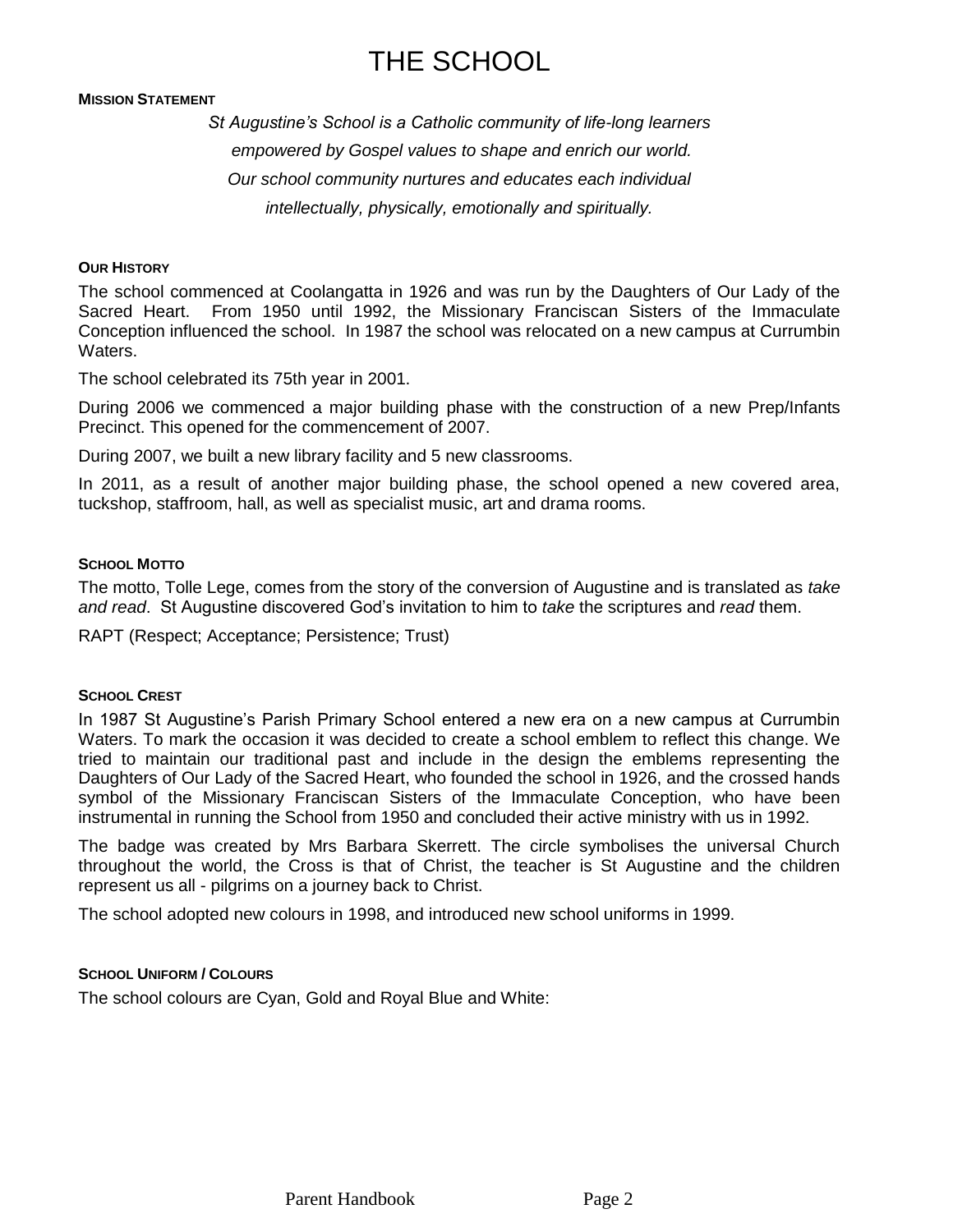# THE SCHOOL

## Mission Statement

*St Augustine's School is a Catholic community of life-long learners empowered by Gospel values to shape and enrich our world. Our school community nurtures and educates each individual intellectually, physically, emotionally and spiritually.*

## Our History

The school commenced at Coolangatta in 1926 and was run by the Daughters of Our Lady of the Sacred Heart. From 1950 until 1992, the Missionary Franciscan Sisters of the Immaculate Conception influenced the school. In 1987 the school was relocated on a new campus at Currumbin Waters.

The school celebrated its 75th year in 2001.

During 2006 we commenced a major building phase with the construction of a new Prep/Infants Precinct. This opened for the commencement of 2007.

During 2007, we built a new library facility and 5 new classrooms.

In 2011, as a result of another major building phase, the school opened a new covered area, tuckshop, staffroom, hall, as well as specialist music, art and drama rooms.

## School Motto

The motto, Tolle Lege, comes from the story of the conversion of Augustine and is translated as *take and read*. St Augustine discovered God's invitation to him to *take* the scriptures and *read* them.

RAPT (Respect; Acceptance; Persistence; Trust)

## School Crest

In 1987 St Augustine's Parish Primary School entered a new era on a new campus at Currumbin Waters. To mark the occasion it was decided to create a school emblem to reflect this change. We tried to maintain our traditional past and include in the design the emblems representing the Daughters of Our Lady of the Sacred Heart, who founded the school in 1926, and the crossed hands symbol of the Missionary Franciscan Sisters of the Immaculate Conception, who have been instrumental in running the School from 1950 and concluded their active ministry with us in 1992.

The badge was created by Mrs Barbara Skerrett. The circle symbolises the universal Church throughout the world, the Cross is that of Christ, the teacher is St Augustine and the children represent us all - pilgrims on a journey back to Christ.

The school adopted new colours in 1998, and introduced new school uniforms in 1999.

## School Uniform / Colours

The school colours are Cyan, Gold and Royal Blue and White: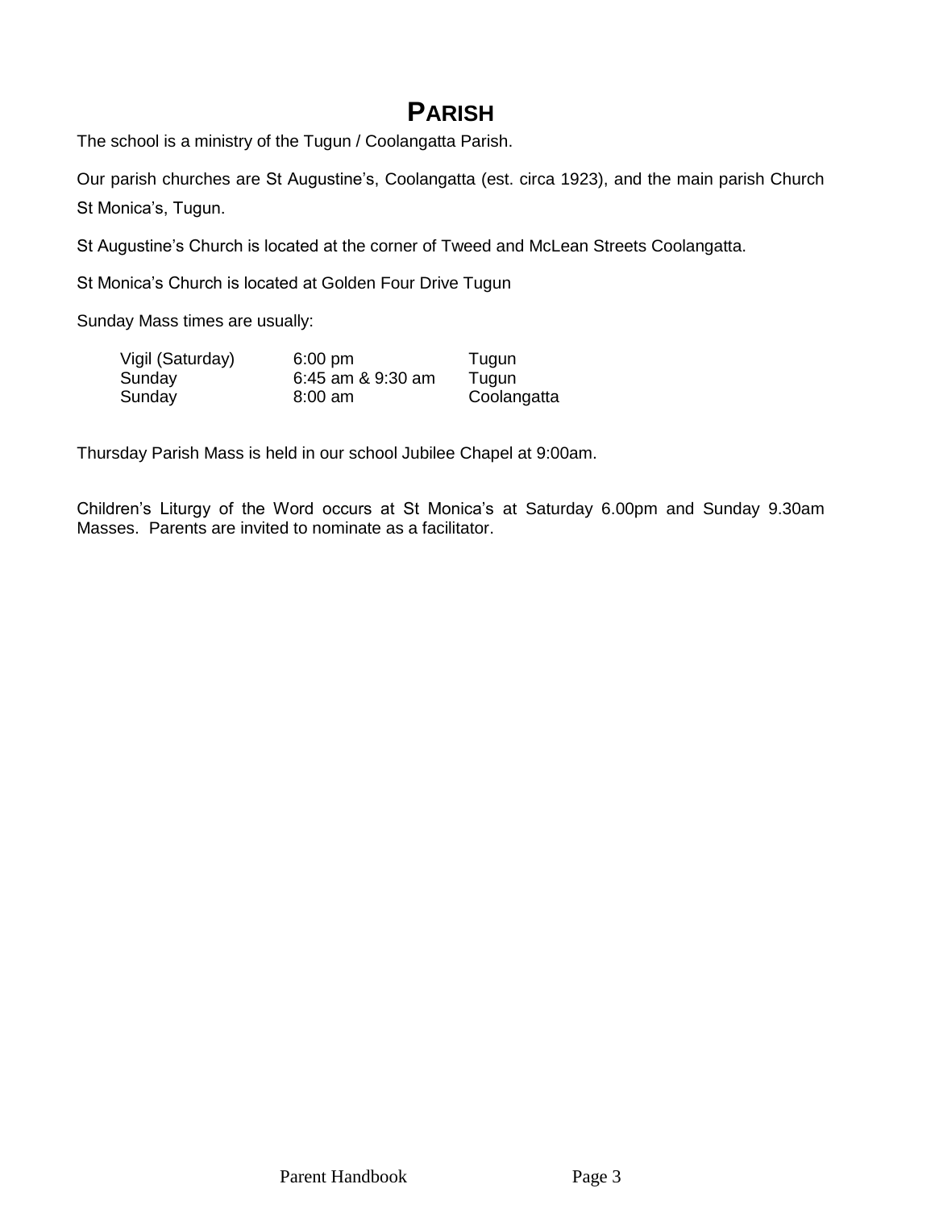# PARISH

The school is a ministry of the Tugun / Coolangatta Parish.

Our parish churches are St Augustine's, Coolangatta (est. circa 1923), and the main parish Church St Monica's, Tugun.

St Augustine's Church is located at the corner of Tweed and McLean Streets Coolangatta.

St Monica's Church is located at Golden Four Drive Tugun

Sunday Mass times are usually:

| | | |
|---|---|---|
| Vigil (Saturday) | 6:00 pm | Tugun |
| Sunday | 6:45 am & 9:30 am | Tugun |
| Sunday | 8:00 am | Coolangatta |

Thursday Parish Mass is held in our school Jubilee Chapel at 9:00am.

Children's Liturgy of the Word occurs at St Monica's at Saturday 6.00pm and Sunday 9.30am Masses. Parents are invited to nominate as a facilitator.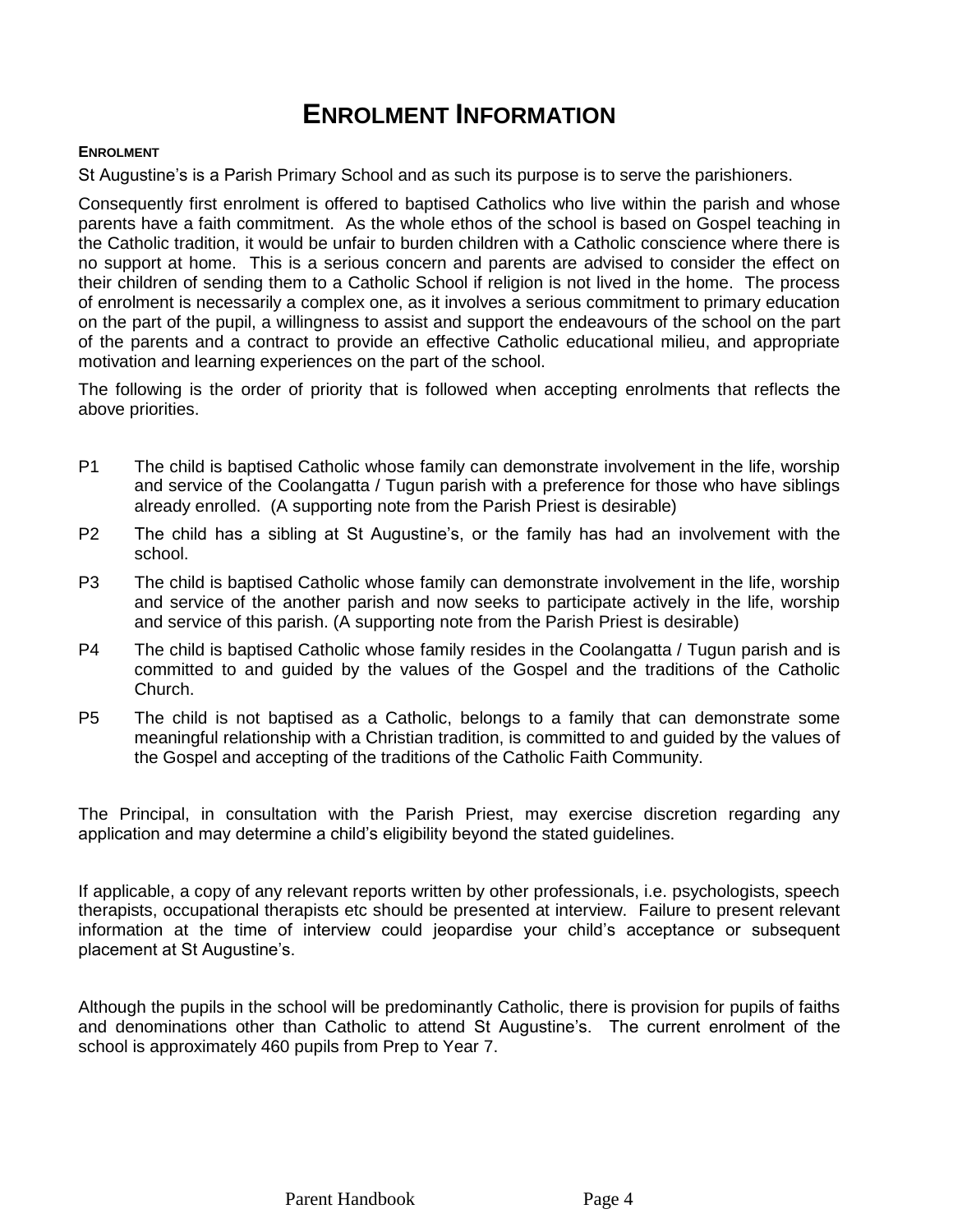# ENROLMENT INFORMATION

#### ENROLMENT

St Augustine's is a Parish Primary School and as such its purpose is to serve the parishioners.

Consequently first enrolment is offered to baptised Catholics who live within the parish and whose parents have a faith commitment. As the whole ethos of the school is based on Gospel teaching in the Catholic tradition, it would be unfair to burden children with a Catholic conscience where there is no support at home. This is a serious concern and parents are advised to consider the effect on their children of sending them to a Catholic School if religion is not lived in the home. The process of enrolment is necessarily a complex one, as it involves a serious commitment to primary education on the part of the pupil, a willingness to assist and support the endeavours of the school on the part of the parents and a contract to provide an effective Catholic educational milieu, and appropriate motivation and learning experiences on the part of the school.

The following is the order of priority that is followed when accepting enrolments that reflects the above priorities.

- P1 The child is baptised Catholic whose family can demonstrate involvement in the life, worship and service of the Coolangatta / Tugun parish with a preference for those who have siblings already enrolled. (A supporting note from the Parish Priest is desirable)
- P2 The child has a sibling at St Augustine's, or the family has had an involvement with the school.
- P3 The child is baptised Catholic whose family can demonstrate involvement in the life, worship and service of the another parish and now seeks to participate actively in the life, worship and service of this parish. (A supporting note from the Parish Priest is desirable)
- P4 The child is baptised Catholic whose family resides in the Coolangatta / Tugun parish and is committed to and guided by the values of the Gospel and the traditions of the Catholic Church.
- P5 The child is not baptised as a Catholic, belongs to a family that can demonstrate some meaningful relationship with a Christian tradition, is committed to and guided by the values of the Gospel and accepting of the traditions of the Catholic Faith Community.

The Principal, in consultation with the Parish Priest, may exercise discretion regarding any application and may determine a child's eligibility beyond the stated guidelines.

If applicable, a copy of any relevant reports written by other professionals, i.e. psychologists, speech therapists, occupational therapists etc should be presented at interview. Failure to present relevant information at the time of interview could jeopardise your child's acceptance or subsequent placement at St Augustine's.

Although the pupils in the school will be predominantly Catholic, there is provision for pupils of faiths and denominations other than Catholic to attend St Augustine's. The current enrolment of the school is approximately 460 pupils from Prep to Year 7.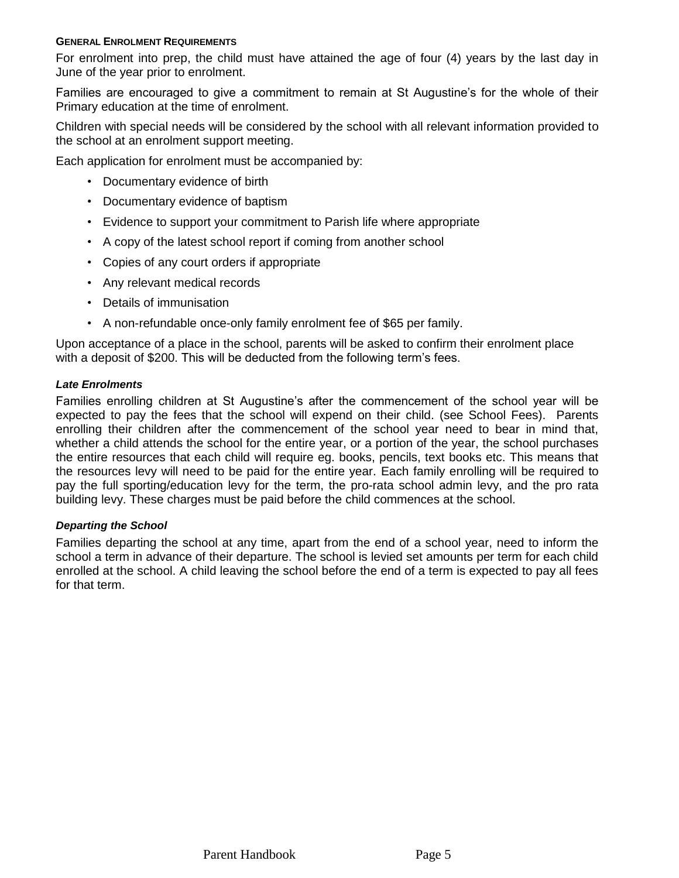### General Enrolment Requirements

For enrolment into prep, the child must have attained the age of four (4) years by the last day in June of the year prior to enrolment.

Families are encouraged to give a commitment to remain at St Augustine's for the whole of their Primary education at the time of enrolment.

Children with special needs will be considered by the school with all relevant information provided to the school at an enrolment support meeting.

Each application for enrolment must be accompanied by:

- Documentary evidence of birth
- Documentary evidence of baptism
- Evidence to support your commitment to Parish life where appropriate
- A copy of the latest school report if coming from another school
- Copies of any court orders if appropriate
- Any relevant medical records
- Details of immunisation
- A non-refundable once-only family enrolment fee of $65 per family.

Upon acceptance of a place in the school, parents will be asked to confirm their enrolment place with a deposit of $200. This will be deducted from the following term's fees.

***Late Enrolments***

Families enrolling children at St Augustine's after the commencement of the school year will be expected to pay the fees that the school will expend on their child. (see School Fees). Parents enrolling their children after the commencement of the school year need to bear in mind that, whether a child attends the school for the entire year, or a portion of the year, the school purchases the entire resources that each child will require eg. books, pencils, text books etc. This means that the resources levy will need to be paid for the entire year. Each family enrolling will be required to pay the full sporting/education levy for the term, the pro-rata school admin levy, and the pro rata building levy. These charges must be paid before the child commences at the school.

***Departing the School***

Families departing the school at any time, apart from the end of a school year, need to inform the school a term in advance of their departure. The school is levied set amounts per term for each child enrolled at the school. A child leaving the school before the end of a term is expected to pay all fees for that term.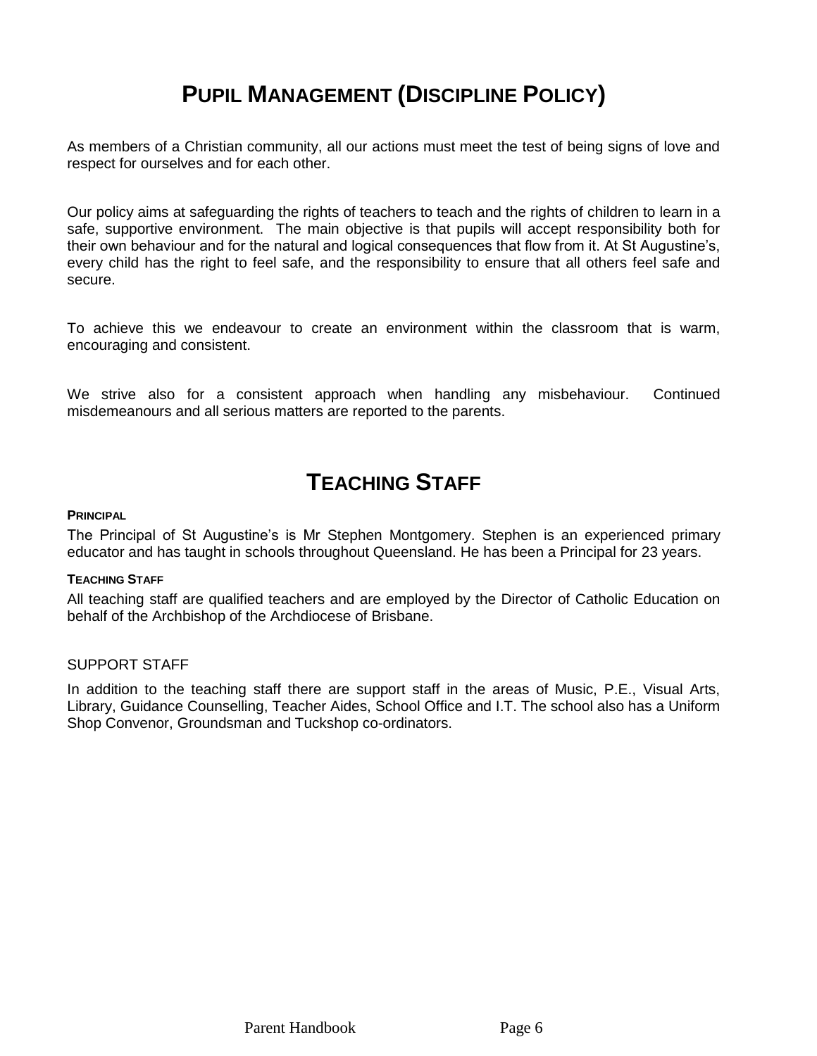# Pupil Management (Discipline Policy)

As members of a Christian community, all our actions must meet the test of being signs of love and respect for ourselves and for each other.

Our policy aims at safeguarding the rights of teachers to teach and the rights of children to learn in a safe, supportive environment. The main objective is that pupils will accept responsibility both for their own behaviour and for the natural and logical consequences that flow from it. At St Augustine's, every child has the right to feel safe, and the responsibility to ensure that all others feel safe and secure.

To achieve this we endeavour to create an environment within the classroom that is warm, encouraging and consistent.

We strive also for a consistent approach when handling any misbehaviour. Continued misdemeanours and all serious matters are reported to the parents.

# Teaching Staff

#### Principal

The Principal of St Augustine's is Mr Stephen Montgomery. Stephen is an experienced primary educator and has taught in schools throughout Queensland. He has been a Principal for 23 years.

#### Teaching Staff

All teaching staff are qualified teachers and are employed by the Director of Catholic Education on behalf of the Archbishop of the Archdiocese of Brisbane.

#### SUPPORT STAFF

In addition to the teaching staff there are support staff in the areas of Music, P.E., Visual Arts, Library, Guidance Counselling, Teacher Aides, School Office and I.T. The school also has a Uniform Shop Convenor, Groundsman and Tuckshop co-ordinators.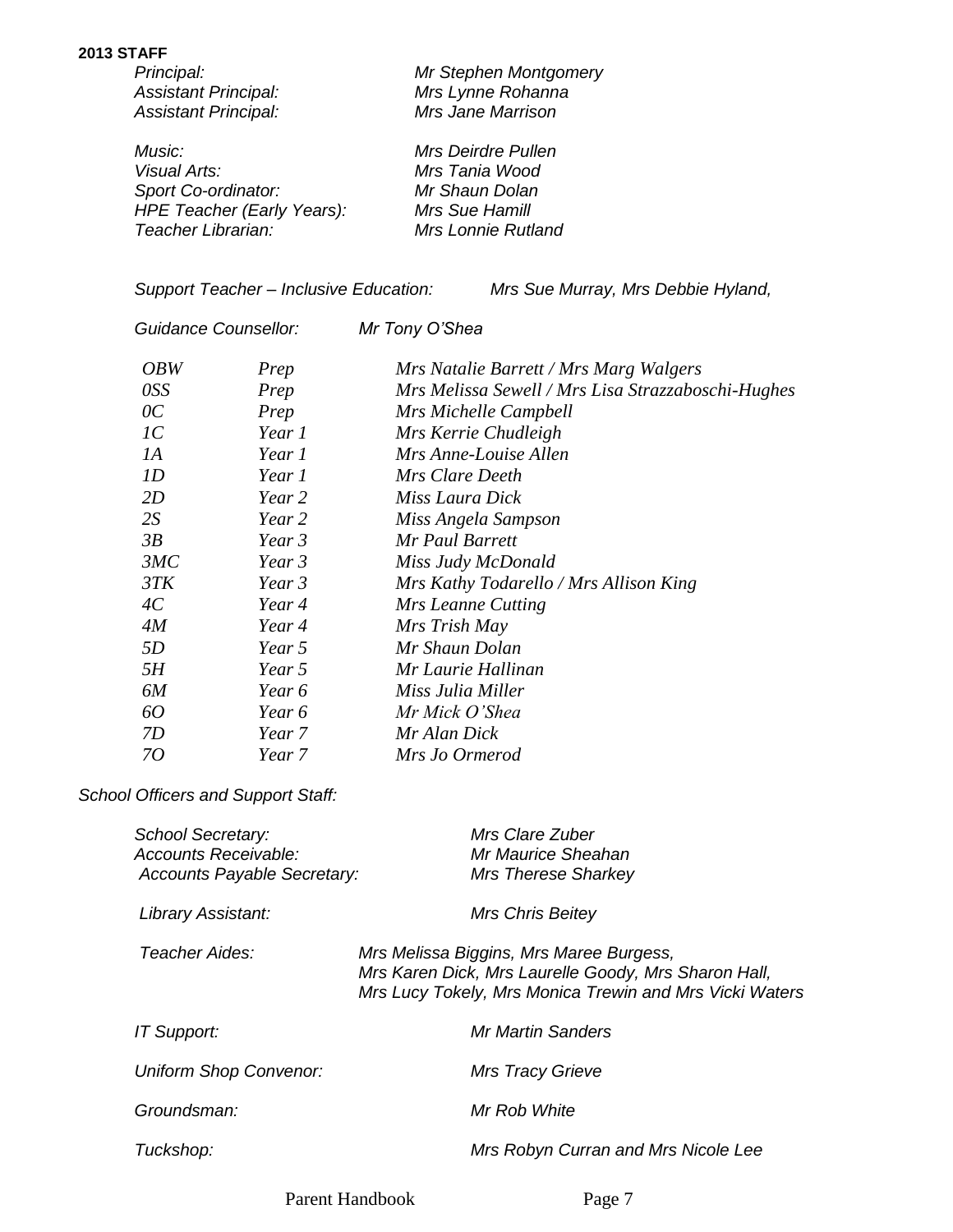## 2013 STAFF

| | |
|---|---|
| *Principal:* | *Mr Stephen Montgomery* |
| *Assistant Principal:* | *Mrs Lynne Rohanna* |
| *Assistant Principal:* | *Mrs Jane Marrison* |

| | |
|---|---|
| *Music:* | *Mrs Deirdre Pullen* |
| *Visual Arts:* | *Mrs Tania Wood* |
| *Sport Co-ordinator:* | *Mr Shaun Dolan* |
| *HPE Teacher (Early Years):* | *Mrs Sue Hamill* |
| *Teacher Librarian:* | *Mrs Lonnie Rutland* |

*Support Teacher – Inclusive Education:* *Mrs Sue Murray, Mrs Debbie Hyland,*

*Guidance Counsellor:* *Mr Tony O'Shea*

| Class | Year | Teacher |
|---|---|---|
| *OBW* | *Prep* | *Mrs Natalie Barrett / Mrs Marg Walgers* |
| *0SS* | *Prep* | *Mrs Melissa Sewell / Mrs Lisa Strazzaboschi-Hughes* |
| *0C* | *Prep* | *Mrs Michelle Campbell* |
| *1C* | *Year 1* | *Mrs Kerrie Chudleigh* |
| *1A* | *Year 1* | *Mrs Anne-Louise Allen* |
| *1D* | *Year 1* | *Mrs Clare Deeth* |
| *2D* | *Year 2* | *Miss Laura Dick* |
| *2S* | *Year 2* | *Miss Angela Sampson* |
| *3B* | *Year 3* | *Mr Paul Barrett* |
| *3MC* | *Year 3* | *Miss Judy McDonald* |
| *3TK* | *Year 3* | *Mrs Kathy Todarello / Mrs Allison King* |
| *4C* | *Year 4* | *Mrs Leanne Cutting* |
| *4M* | *Year 4* | *Mrs Trish May* |
| *5D* | *Year 5* | *Mr Shaun Dolan* |
| *5H* | *Year 5* | *Mr Laurie Hallinan* |
| *6M* | *Year 6* | *Miss Julia Miller* |
| *6O* | *Year 6* | *Mr Mick O'Shea* |
| *7D* | *Year 7* | *Mr Alan Dick* |
| *7O* | *Year 7* | *Mrs Jo Ormerod* |

*School Officers and Support Staff:*

| | |
|---|---|
| *School Secretary:* | *Mrs Clare Zuber* |
| *Accounts Receivable:* | *Mr Maurice Sheahan* |
| *Accounts Payable Secretary:* | *Mrs Therese Sharkey* |
| *Library Assistant:* | *Mrs Chris Beitey* |
| *Teacher Aides:* | *Mrs Melissa Biggins, Mrs Maree Burgess, Mrs Karen Dick, Mrs Laurelle Goody, Mrs Sharon Hall, Mrs Lucy Tokely, Mrs Monica Trewin and Mrs Vicki Waters* |
| *IT Support:* | *Mr Martin Sanders* |
| *Uniform Shop Convenor:* | *Mrs Tracy Grieve* |
| *Groundsman:* | *Mr Rob White* |
| *Tuckshop:* | *Mrs Robyn Curran and Mrs Nicole Lee* |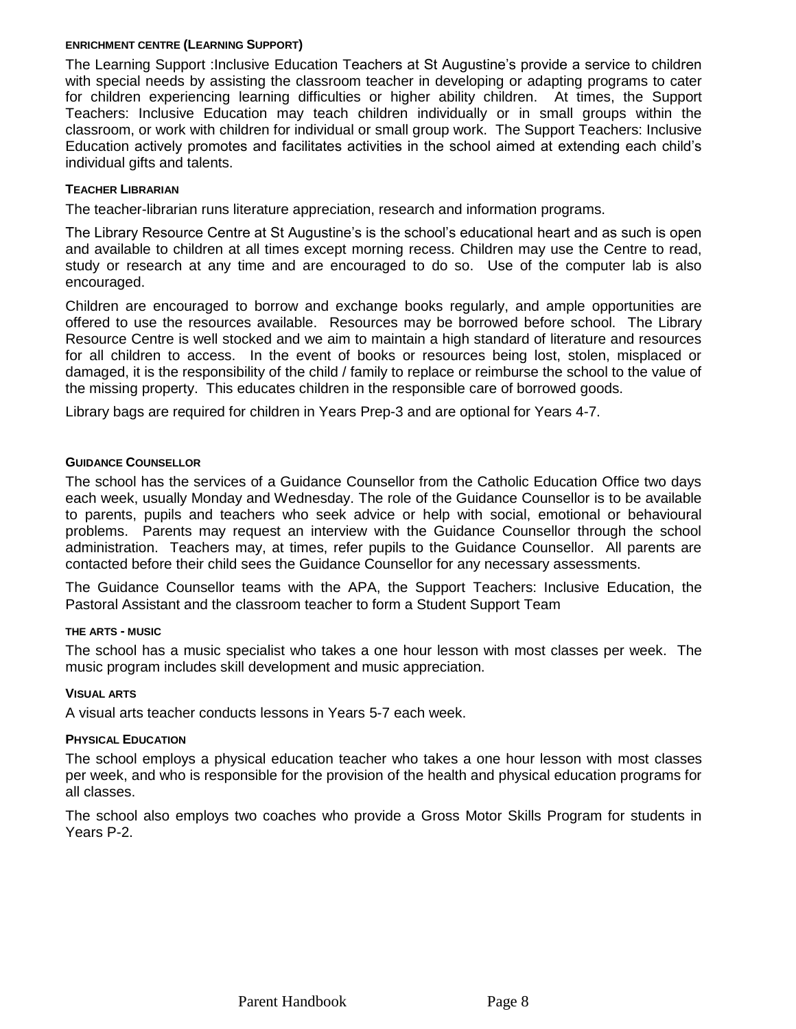#### ENRICHMENT CENTRE (LEARNING SUPPORT)

The Learning Support :Inclusive Education Teachers at St Augustine's provide a service to children with special needs by assisting the classroom teacher in developing or adapting programs to cater for children experiencing learning difficulties or higher ability children. At times, the Support Teachers: Inclusive Education may teach children individually or in small groups within the classroom, or work with children for individual or small group work. The Support Teachers: Inclusive Education actively promotes and facilitates activities in the school aimed at extending each child's individual gifts and talents.

#### TEACHER LIBRARIAN

The teacher-librarian runs literature appreciation, research and information programs.

The Library Resource Centre at St Augustine's is the school's educational heart and as such is open and available to children at all times except morning recess. Children may use the Centre to read, study or research at any time and are encouraged to do so. Use of the computer lab is also encouraged.

Children are encouraged to borrow and exchange books regularly, and ample opportunities are offered to use the resources available. Resources may be borrowed before school. The Library Resource Centre is well stocked and we aim to maintain a high standard of literature and resources for all children to access. In the event of books or resources being lost, stolen, misplaced or damaged, it is the responsibility of the child / family to replace or reimburse the school to the value of the missing property. This educates children in the responsible care of borrowed goods.

Library bags are required for children in Years Prep-3 and are optional for Years 4-7.

#### GUIDANCE COUNSELLOR

The school has the services of a Guidance Counsellor from the Catholic Education Office two days each week, usually Monday and Wednesday. The role of the Guidance Counsellor is to be available to parents, pupils and teachers who seek advice or help with social, emotional or behavioural problems. Parents may request an interview with the Guidance Counsellor through the school administration. Teachers may, at times, refer pupils to the Guidance Counsellor. All parents are contacted before their child sees the Guidance Counsellor for any necessary assessments.

The Guidance Counsellor teams with the APA, the Support Teachers: Inclusive Education, the Pastoral Assistant and the classroom teacher to form a Student Support Team

#### THE ARTS - MUSIC

The school has a music specialist who takes a one hour lesson with most classes per week. The music program includes skill development and music appreciation.

#### VISUAL ARTS

A visual arts teacher conducts lessons in Years 5-7 each week.

#### PHYSICAL EDUCATION

The school employs a physical education teacher who takes a one hour lesson with most classes per week, and who is responsible for the provision of the health and physical education programs for all classes.

The school also employs two coaches who provide a Gross Motor Skills Program for students in Years P-2.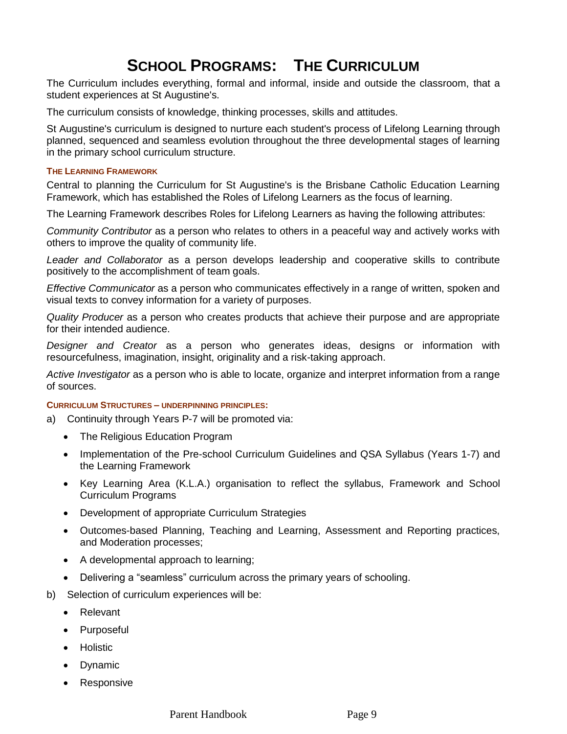# SCHOOL PROGRAMS: THE CURRICULUM

The Curriculum includes everything, formal and informal, inside and outside the classroom, that a student experiences at St Augustine's.

The curriculum consists of knowledge, thinking processes, skills and attitudes.

St Augustine's curriculum is designed to nurture each student's process of Lifelong Learning through planned, sequenced and seamless evolution throughout the three developmental stages of learning in the primary school curriculum structure.

#### THE LEARNING FRAMEWORK

Central to planning the Curriculum for St Augustine's is the Brisbane Catholic Education Learning Framework, which has established the Roles of Lifelong Learners as the focus of learning.

The Learning Framework describes Roles for Lifelong Learners as having the following attributes:

*Community Contributor* as a person who relates to others in a peaceful way and actively works with others to improve the quality of community life.

*Leader and Collaborator* as a person develops leadership and cooperative skills to contribute positively to the accomplishment of team goals.

*Effective Communicator* as a person who communicates effectively in a range of written, spoken and visual texts to convey information for a variety of purposes.

*Quality Producer* as a person who creates products that achieve their purpose and are appropriate for their intended audience.

*Designer and Creator* as a person who generates ideas, designs or information with resourcefulness, imagination, insight, originality and a risk-taking approach.

*Active Investigator* as a person who is able to locate, organize and interpret information from a range of sources.

#### CURRICULUM STRUCTURES – UNDERPINNING PRINCIPLES:

a) Continuity through Years P-7 will be promoted via:

- The Religious Education Program
- Implementation of the Pre-school Curriculum Guidelines and QSA Syllabus (Years 1-7) and the Learning Framework
- Key Learning Area (K.L.A.) organisation to reflect the syllabus, Framework and School Curriculum Programs
- Development of appropriate Curriculum Strategies
- Outcomes-based Planning, Teaching and Learning, Assessment and Reporting practices, and Moderation processes;
- A developmental approach to learning;
- Delivering a "seamless" curriculum across the primary years of schooling.

b) Selection of curriculum experiences will be:

- Relevant
- Purposeful
- Holistic
- Dynamic
- Responsive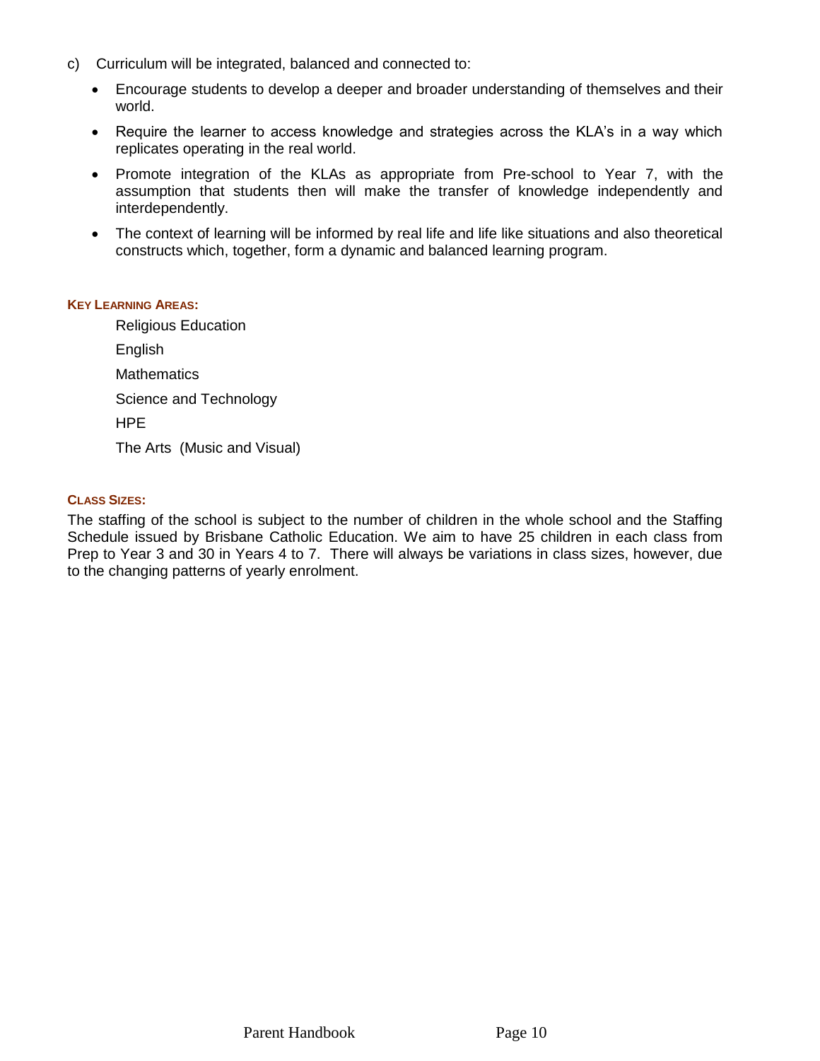c) Curriculum will be integrated, balanced and connected to:

- Encourage students to develop a deeper and broader understanding of themselves and their world.
- Require the learner to access knowledge and strategies across the KLA's in a way which replicates operating in the real world.
- Promote integration of the KLAs as appropriate from Pre-school to Year 7, with the assumption that students then will make the transfer of knowledge independently and interdependently.
- The context of learning will be informed by real life and life like situations and also theoretical constructs which, together, form a dynamic and balanced learning program.

### KEY LEARNING AREAS:

Religious Education

English

Mathematics

Science and Technology

HPE

The Arts (Music and Visual)

### CLASS SIZES:

The staffing of the school is subject to the number of children in the whole school and the Staffing Schedule issued by Brisbane Catholic Education. We aim to have 25 children in each class from Prep to Year 3 and 30 in Years 4 to 7. There will always be variations in class sizes, however, due to the changing patterns of yearly enrolment.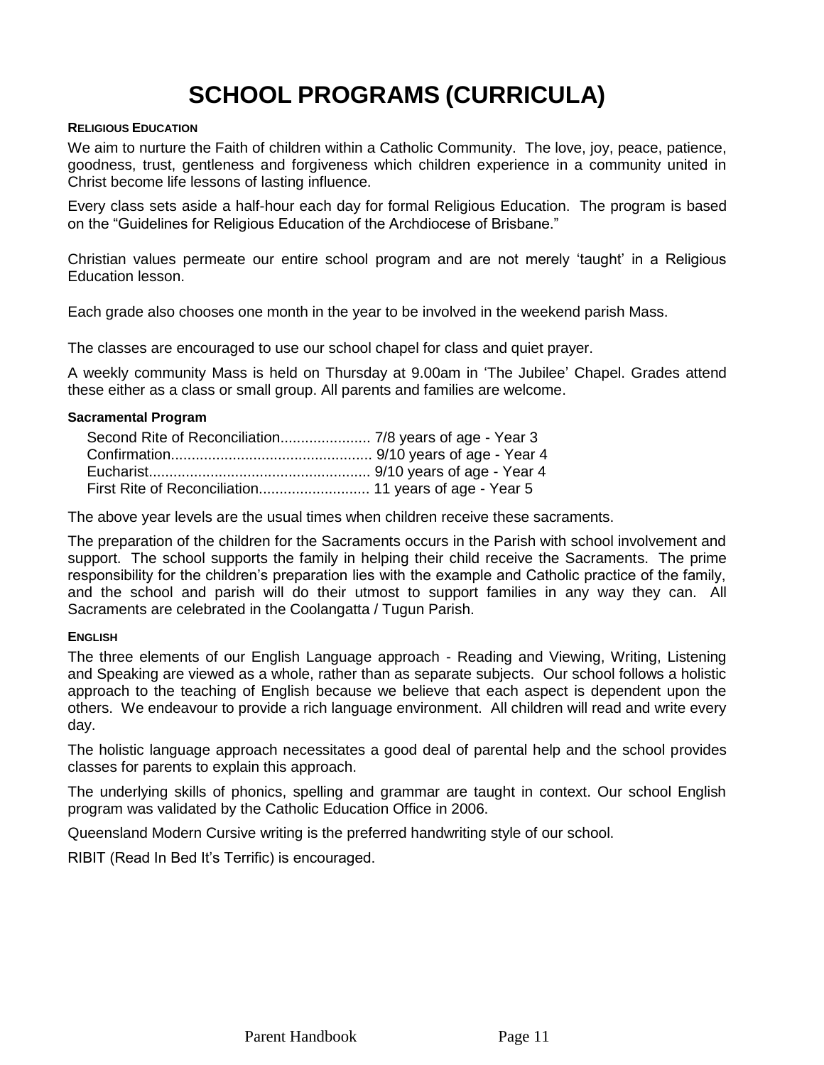# SCHOOL PROGRAMS (CURRICULA)

### RELIGIOUS EDUCATION

We aim to nurture the Faith of children within a Catholic Community. The love, joy, peace, patience, goodness, trust, gentleness and forgiveness which children experience in a community united in Christ become life lessons of lasting influence.

Every class sets aside a half-hour each day for formal Religious Education. The program is based on the "Guidelines for Religious Education of the Archdiocese of Brisbane."

Christian values permeate our entire school program and are not merely 'taught' in a Religious Education lesson.

Each grade also chooses one month in the year to be involved in the weekend parish Mass.

The classes are encouraged to use our school chapel for class and quiet prayer.

A weekly community Mass is held on Thursday at 9.00am in 'The Jubilee' Chapel. Grades attend these either as a class or small group. All parents and families are welcome.

#### Sacramental Program

Second Rite of Reconciliation...................... 7/8 years of age - Year 3
Confirmation................................................ 9/10 years of age - Year 4
Eucharist..................................................... 9/10 years of age - Year 4
First Rite of Reconciliation........................... 11 years of age - Year 5

The above year levels are the usual times when children receive these sacraments.

The preparation of the children for the Sacraments occurs in the Parish with school involvement and support. The school supports the family in helping their child receive the Sacraments. The prime responsibility for the children's preparation lies with the example and Catholic practice of the family, and the school and parish will do their utmost to support families in any way they can. All Sacraments are celebrated in the Coolangatta / Tugun Parish.

### ENGLISH

The three elements of our English Language approach - Reading and Viewing, Writing, Listening and Speaking are viewed as a whole, rather than as separate subjects. Our school follows a holistic approach to the teaching of English because we believe that each aspect is dependent upon the others. We endeavour to provide a rich language environment. All children will read and write every day.

The holistic language approach necessitates a good deal of parental help and the school provides classes for parents to explain this approach.

The underlying skills of phonics, spelling and grammar are taught in context. Our school English program was validated by the Catholic Education Office in 2006.

Queensland Modern Cursive writing is the preferred handwriting style of our school.

RIBIT (Read In Bed It's Terrific) is encouraged.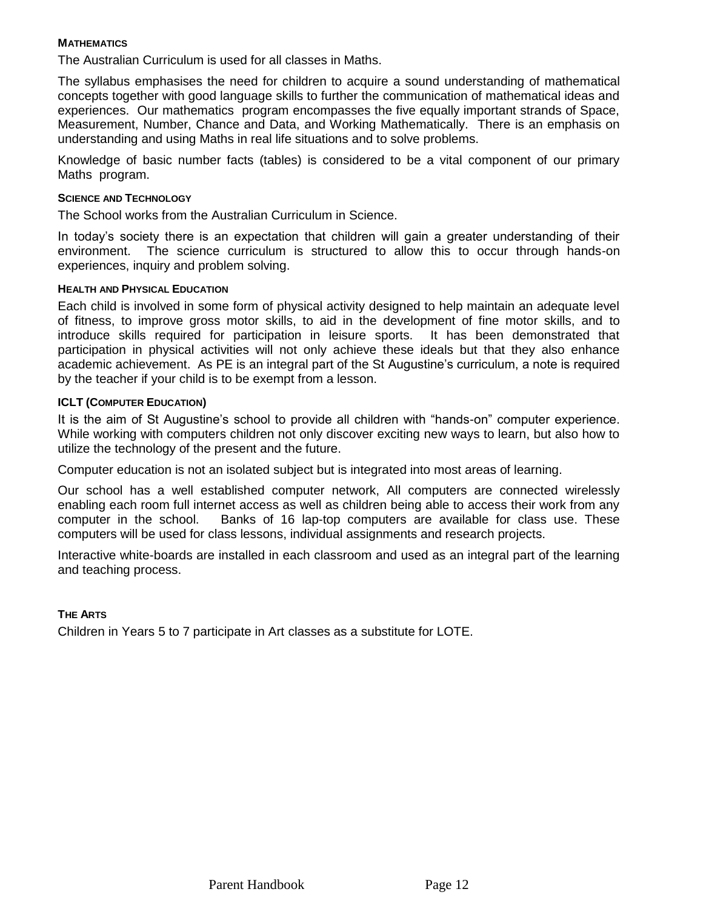#### MATHEMATICS

The Australian Curriculum is used for all classes in Maths.

The syllabus emphasises the need for children to acquire a sound understanding of mathematical concepts together with good language skills to further the communication of mathematical ideas and experiences. Our mathematics program encompasses the five equally important strands of Space, Measurement, Number, Chance and Data, and Working Mathematically. There is an emphasis on understanding and using Maths in real life situations and to solve problems.

Knowledge of basic number facts (tables) is considered to be a vital component of our primary Maths program.

#### SCIENCE AND TECHNOLOGY

The School works from the Australian Curriculum in Science.

In today's society there is an expectation that children will gain a greater understanding of their environment. The science curriculum is structured to allow this to occur through hands-on experiences, inquiry and problem solving.

#### HEALTH AND PHYSICAL EDUCATION

Each child is involved in some form of physical activity designed to help maintain an adequate level of fitness, to improve gross motor skills, to aid in the development of fine motor skills, and to introduce skills required for participation in leisure sports. It has been demonstrated that participation in physical activities will not only achieve these ideals but that they also enhance academic achievement. As PE is an integral part of the St Augustine's curriculum, a note is required by the teacher if your child is to be exempt from a lesson.

#### ICLT (COMPUTER EDUCATION)

It is the aim of St Augustine's school to provide all children with "hands-on" computer experience. While working with computers children not only discover exciting new ways to learn, but also how to utilize the technology of the present and the future.

Computer education is not an isolated subject but is integrated into most areas of learning.

Our school has a well established computer network, All computers are connected wirelessly enabling each room full internet access as well as children being able to access their work from any computer in the school. Banks of 16 lap-top computers are available for class use. These computers will be used for class lessons, individual assignments and research projects.

Interactive white-boards are installed in each classroom and used as an integral part of the learning and teaching process.

#### THE ARTS

Children in Years 5 to 7 participate in Art classes as a substitute for LOTE.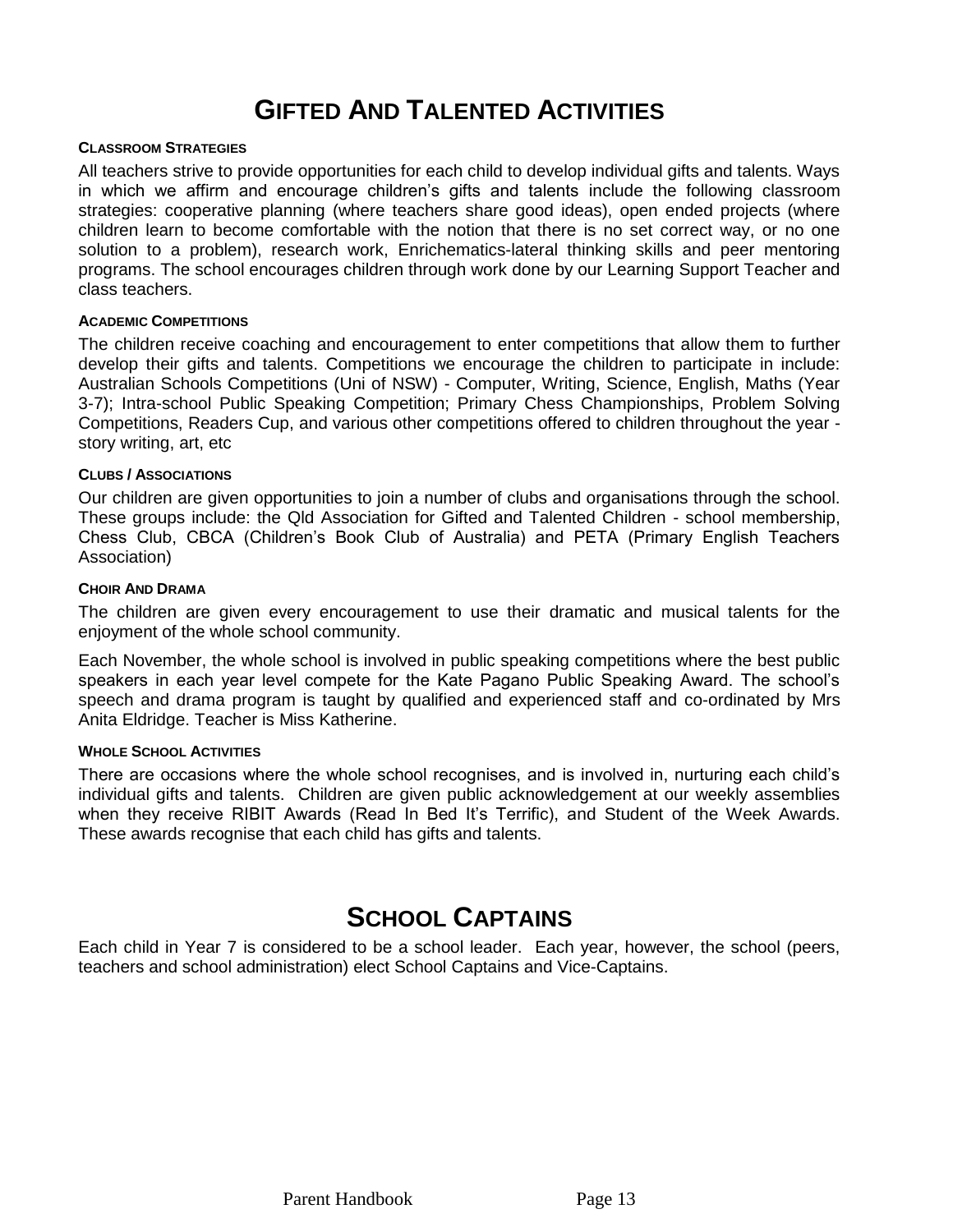# GIFTED AND TALENTED ACTIVITIES

#### CLASSROOM STRATEGIES

All teachers strive to provide opportunities for each child to develop individual gifts and talents. Ways in which we affirm and encourage children's gifts and talents include the following classroom strategies: cooperative planning (where teachers share good ideas), open ended projects (where children learn to become comfortable with the notion that there is no set correct way, or no one solution to a problem), research work, Enrichematics-lateral thinking skills and peer mentoring programs. The school encourages children through work done by our Learning Support Teacher and class teachers.

#### ACADEMIC COMPETITIONS

The children receive coaching and encouragement to enter competitions that allow them to further develop their gifts and talents. Competitions we encourage the children to participate in include: Australian Schools Competitions (Uni of NSW) - Computer, Writing, Science, English, Maths (Year 3-7); Intra-school Public Speaking Competition; Primary Chess Championships, Problem Solving Competitions, Readers Cup, and various other competitions offered to children throughout the year - story writing, art, etc

#### CLUBS / ASSOCIATIONS

Our children are given opportunities to join a number of clubs and organisations through the school. These groups include: the Qld Association for Gifted and Talented Children - school membership, Chess Club, CBCA (Children's Book Club of Australia) and PETA (Primary English Teachers Association)

#### CHOIR AND DRAMA

The children are given every encouragement to use their dramatic and musical talents for the enjoyment of the whole school community.

Each November, the whole school is involved in public speaking competitions where the best public speakers in each year level compete for the Kate Pagano Public Speaking Award. The school's speech and drama program is taught by qualified and experienced staff and co-ordinated by Mrs Anita Eldridge. Teacher is Miss Katherine.

#### WHOLE SCHOOL ACTIVITIES

There are occasions where the whole school recognises, and is involved in, nurturing each child's individual gifts and talents. Children are given public acknowledgement at our weekly assemblies when they receive RIBIT Awards (Read In Bed It's Terrific), and Student of the Week Awards. These awards recognise that each child has gifts and talents.

# SCHOOL CAPTAINS

Each child in Year 7 is considered to be a school leader. Each year, however, the school (peers, teachers and school administration) elect School Captains and Vice-Captains.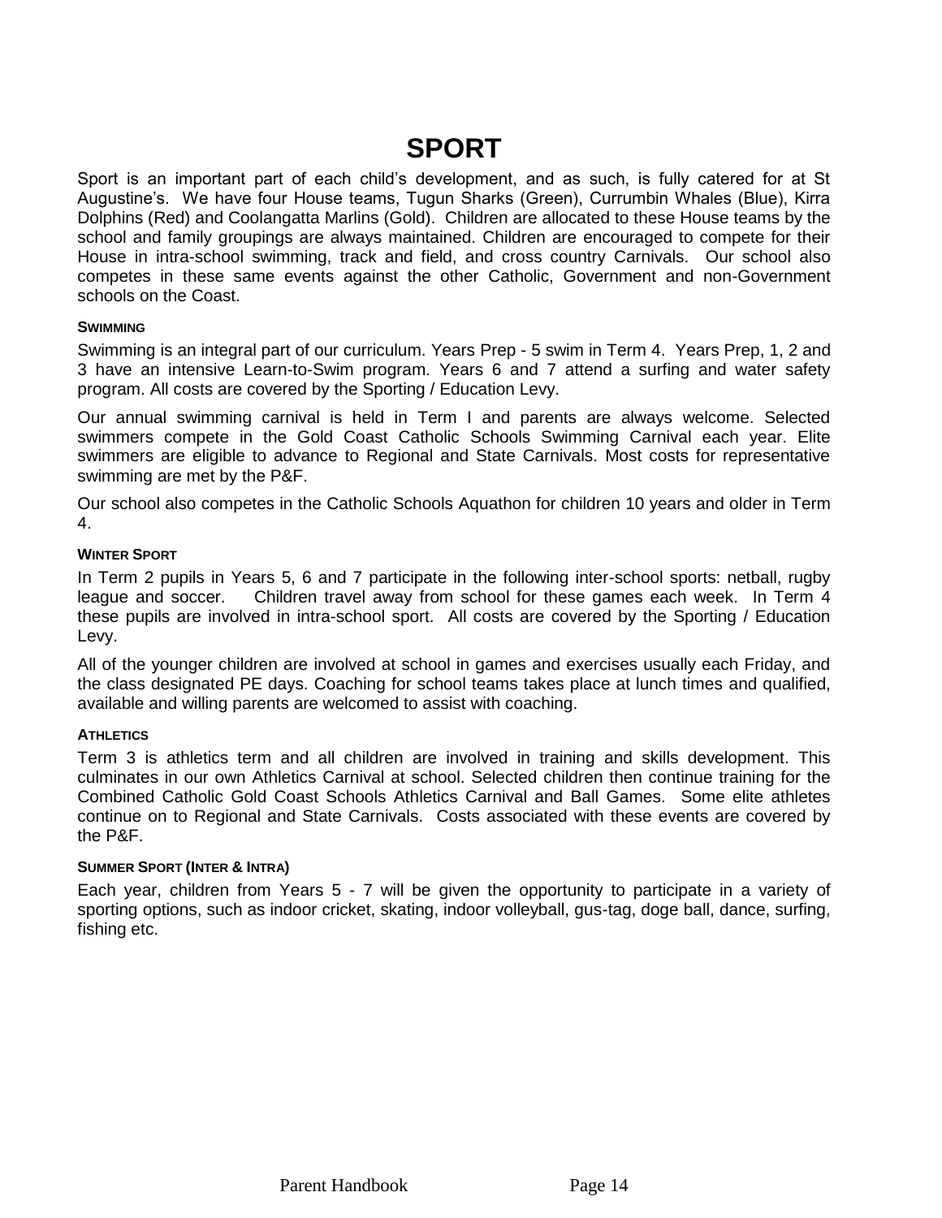# SPORT

Sport is an important part of each child's development, and as such, is fully catered for at St Augustine's. We have four House teams, Tugun Sharks (Green), Currumbin Whales (Blue), Kirra Dolphins (Red) and Coolangatta Marlins (Gold). Children are allocated to these House teams by the school and family groupings are always maintained. Children are encouraged to compete for their House in intra-school swimming, track and field, and cross country Carnivals. Our school also competes in these same events against the other Catholic, Government and non-Government schools on the Coast.

### SWIMMING

Swimming is an integral part of our curriculum. Years Prep - 5 swim in Term 4. Years Prep, 1, 2 and 3 have an intensive Learn-to-Swim program. Years 6 and 7 attend a surfing and water safety program. All costs are covered by the Sporting / Education Levy.

Our annual swimming carnival is held in Term I and parents are always welcome. Selected swimmers compete in the Gold Coast Catholic Schools Swimming Carnival each year. Elite swimmers are eligible to advance to Regional and State Carnivals. Most costs for representative swimming are met by the P&F.

Our school also competes in the Catholic Schools Aquathon for children 10 years and older in Term 4.

### WINTER SPORT

In Term 2 pupils in Years 5, 6 and 7 participate in the following inter-school sports: netball, rugby league and soccer. Children travel away from school for these games each week. In Term 4 these pupils are involved in intra-school sport. All costs are covered by the Sporting / Education Levy.

All of the younger children are involved at school in games and exercises usually each Friday, and the class designated PE days. Coaching for school teams takes place at lunch times and qualified, available and willing parents are welcomed to assist with coaching.

### ATHLETICS

Term 3 is athletics term and all children are involved in training and skills development. This culminates in our own Athletics Carnival at school. Selected children then continue training for the Combined Catholic Gold Coast Schools Athletics Carnival and Ball Games. Some elite athletes continue on to Regional and State Carnivals. Costs associated with these events are covered by the P&F.

### SUMMER SPORT (INTER & INTRA)

Each year, children from Years 5 - 7 will be given the opportunity to participate in a variety of sporting options, such as indoor cricket, skating, indoor volleyball, gus-tag, doge ball, dance, surfing, fishing etc.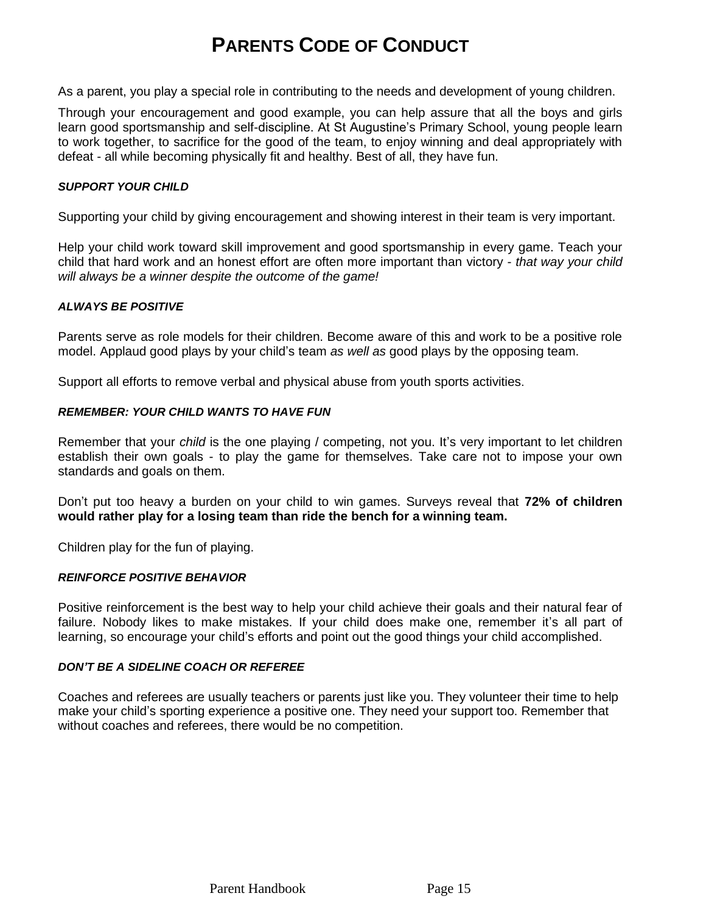# PARENTS CODE OF CONDUCT

As a parent, you play a special role in contributing to the needs and development of young children.

Through your encouragement and good example, you can help assure that all the boys and girls learn good sportsmanship and self-discipline. At St Augustine's Primary School, young people learn to work together, to sacrifice for the good of the team, to enjoy winning and deal appropriately with defeat - all while becoming physically fit and healthy. Best of all, they have fun.

#### *SUPPORT YOUR CHILD*

Supporting your child by giving encouragement and showing interest in their team is very important.

Help your child work toward skill improvement and good sportsmanship in every game. Teach your child that hard work and an honest effort are often more important than victory - *that way your child will always be a winner despite the outcome of the game!*

#### *ALWAYS BE POSITIVE*

Parents serve as role models for their children. Become aware of this and work to be a positive role model. Applaud good plays by your child's team *as well as* good plays by the opposing team.

Support all efforts to remove verbal and physical abuse from youth sports activities.

#### *REMEMBER: YOUR CHILD WANTS TO HAVE FUN*

Remember that your *child* is the one playing / competing, not you. It's very important to let children establish their own goals - to play the game for themselves. Take care not to impose your own standards and goals on them.

Don't put too heavy a burden on your child to win games. Surveys reveal that **72% of children would rather play for a losing team than ride the bench for a winning team.**

Children play for the fun of playing.

#### *REINFORCE POSITIVE BEHAVIOR*

Positive reinforcement is the best way to help your child achieve their goals and their natural fear of failure. Nobody likes to make mistakes. If your child does make one, remember it's all part of learning, so encourage your child's efforts and point out the good things your child accomplished.

#### *DON'T BE A SIDELINE COACH OR REFEREE*

Coaches and referees are usually teachers or parents just like you. They volunteer their time to help make your child's sporting experience a positive one. They need your support too. Remember that without coaches and referees, there would be no competition.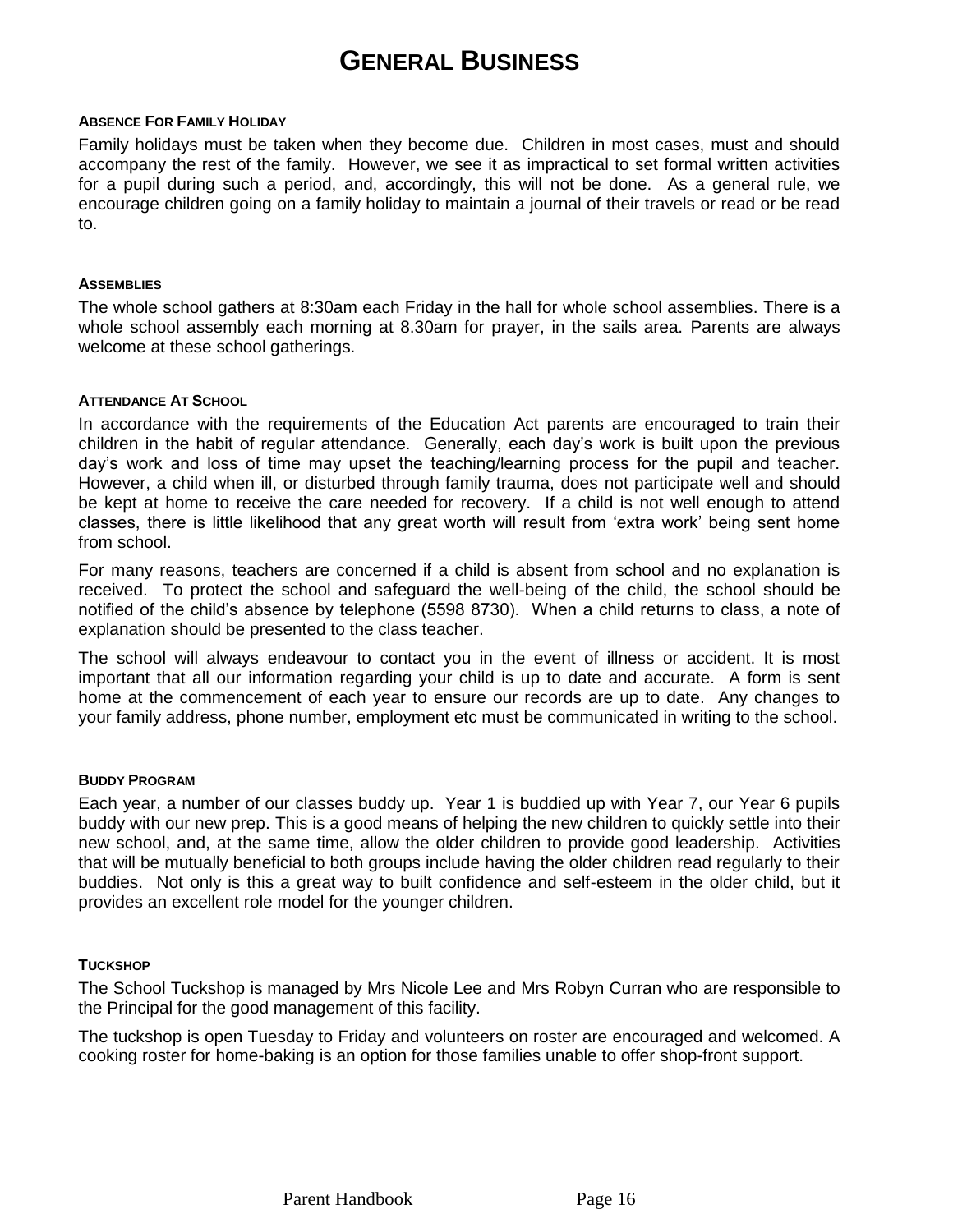# General Business

#### Absence For Family Holiday

Family holidays must be taken when they become due. Children in most cases, must and should accompany the rest of the family. However, we see it as impractical to set formal written activities for a pupil during such a period, and, accordingly, this will not be done. As a general rule, we encourage children going on a family holiday to maintain a journal of their travels or read or be read to.

#### Assemblies

The whole school gathers at 8:30am each Friday in the hall for whole school assemblies. There is a whole school assembly each morning at 8.30am for prayer, in the sails area. Parents are always welcome at these school gatherings.

#### Attendance At School

In accordance with the requirements of the Education Act parents are encouraged to train their children in the habit of regular attendance. Generally, each day's work is built upon the previous day's work and loss of time may upset the teaching/learning process for the pupil and teacher. However, a child when ill, or disturbed through family trauma, does not participate well and should be kept at home to receive the care needed for recovery. If a child is not well enough to attend classes, there is little likelihood that any great worth will result from 'extra work' being sent home from school.

For many reasons, teachers are concerned if a child is absent from school and no explanation is received. To protect the school and safeguard the well-being of the child, the school should be notified of the child's absence by telephone (5598 8730). When a child returns to class, a note of explanation should be presented to the class teacher.

The school will always endeavour to contact you in the event of illness or accident. It is most important that all our information regarding your child is up to date and accurate. A form is sent home at the commencement of each year to ensure our records are up to date. Any changes to your family address, phone number, employment etc must be communicated in writing to the school.

#### Buddy Program

Each year, a number of our classes buddy up. Year 1 is buddied up with Year 7, our Year 6 pupils buddy with our new prep. This is a good means of helping the new children to quickly settle into their new school, and, at the same time, allow the older children to provide good leadership. Activities that will be mutually beneficial to both groups include having the older children read regularly to their buddies. Not only is this a great way to built confidence and self-esteem in the older child, but it provides an excellent role model for the younger children.

#### Tuckshop

The School Tuckshop is managed by Mrs Nicole Lee and Mrs Robyn Curran who are responsible to the Principal for the good management of this facility.

The tuckshop is open Tuesday to Friday and volunteers on roster are encouraged and welcomed. A cooking roster for home-baking is an option for those families unable to offer shop-front support.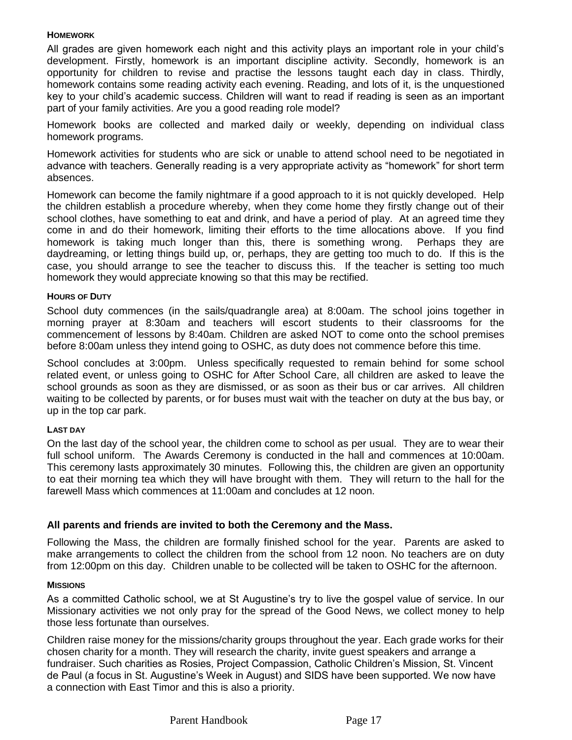### HOMEWORK

All grades are given homework each night and this activity plays an important role in your child's development. Firstly, homework is an important discipline activity. Secondly, homework is an opportunity for children to revise and practise the lessons taught each day in class. Thirdly, homework contains some reading activity each evening. Reading, and lots of it, is the unquestioned key to your child's academic success. Children will want to read if reading is seen as an important part of your family activities. Are you a good reading role model?

Homework books are collected and marked daily or weekly, depending on individual class homework programs.

Homework activities for students who are sick or unable to attend school need to be negotiated in advance with teachers. Generally reading is a very appropriate activity as "homework" for short term absences.

Homework can become the family nightmare if a good approach to it is not quickly developed. Help the children establish a procedure whereby, when they come home they firstly change out of their school clothes, have something to eat and drink, and have a period of play. At an agreed time they come in and do their homework, limiting their efforts to the time allocations above. If you find homework is taking much longer than this, there is something wrong. Perhaps they are daydreaming, or letting things build up, or, perhaps, they are getting too much to do. If this is the case, you should arrange to see the teacher to discuss this. If the teacher is setting too much homework they would appreciate knowing so that this may be rectified.

### HOURS OF DUTY

School duty commences (in the sails/quadrangle area) at 8:00am. The school joins together in morning prayer at 8:30am and teachers will escort students to their classrooms for the commencement of lessons by 8:40am. Children are asked NOT to come onto the school premises before 8:00am unless they intend going to OSHC, as duty does not commence before this time.

School concludes at 3:00pm. Unless specifically requested to remain behind for some school related event, or unless going to OSHC for After School Care, all children are asked to leave the school grounds as soon as they are dismissed, or as soon as their bus or car arrives. All children waiting to be collected by parents, or for buses must wait with the teacher on duty at the bus bay, or up in the top car park.

### LAST DAY

On the last day of the school year, the children come to school as per usual. They are to wear their full school uniform. The Awards Ceremony is conducted in the hall and commences at 10:00am. This ceremony lasts approximately 30 minutes. Following this, the children are given an opportunity to eat their morning tea which they will have brought with them. They will return to the hall for the farewell Mass which commences at 11:00am and concludes at 12 noon.

**All parents and friends are invited to both the Ceremony and the Mass.**

Following the Mass, the children are formally finished school for the year. Parents are asked to make arrangements to collect the children from the school from 12 noon. No teachers are on duty from 12:00pm on this day. Children unable to be collected will be taken to OSHC for the afternoon.

### MISSIONS

As a committed Catholic school, we at St Augustine's try to live the gospel value of service. In our Missionary activities we not only pray for the spread of the Good News, we collect money to help those less fortunate than ourselves.

Children raise money for the missions/charity groups throughout the year. Each grade works for their chosen charity for a month. They will research the charity, invite guest speakers and arrange a fundraiser. Such charities as Rosies, Project Compassion, Catholic Children's Mission, St. Vincent de Paul (a focus in St. Augustine's Week in August) and SIDS have been supported. We now have a connection with East Timor and this is also a priority.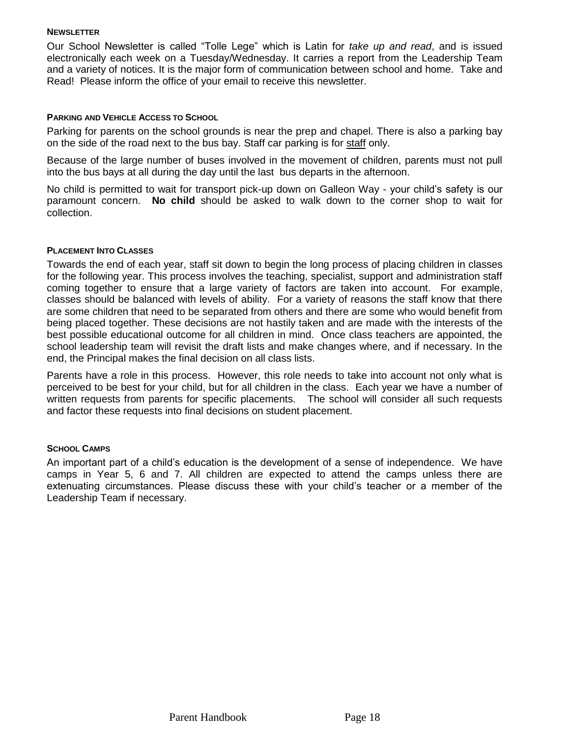### Newsletter

Our School Newsletter is called "Tolle Lege" which is Latin for *take up and read*, and is issued electronically each week on a Tuesday/Wednesday. It carries a report from the Leadership Team and a variety of notices. It is the major form of communication between school and home. Take and Read! Please inform the office of your email to receive this newsletter.

### Parking and Vehicle Access to School

Parking for parents on the school grounds is near the prep and chapel. There is also a parking bay on the side of the road next to the bus bay. Staff car parking is for staff only.

Because of the large number of buses involved in the movement of children, parents must not pull into the bus bays at all during the day until the last bus departs in the afternoon.

No child is permitted to wait for transport pick-up down on Galleon Way - your child's safety is our paramount concern. **No child** should be asked to walk down to the corner shop to wait for collection.

### Placement Into Classes

Towards the end of each year, staff sit down to begin the long process of placing children in classes for the following year. This process involves the teaching, specialist, support and administration staff coming together to ensure that a large variety of factors are taken into account. For example, classes should be balanced with levels of ability. For a variety of reasons the staff know that there are some children that need to be separated from others and there are some who would benefit from being placed together. These decisions are not hastily taken and are made with the interests of the best possible educational outcome for all children in mind. Once class teachers are appointed, the school leadership team will revisit the draft lists and make changes where, and if necessary. In the end, the Principal makes the final decision on all class lists.

Parents have a role in this process. However, this role needs to take into account not only what is perceived to be best for your child, but for all children in the class. Each year we have a number of written requests from parents for specific placements. The school will consider all such requests and factor these requests into final decisions on student placement.

### School Camps

An important part of a child's education is the development of a sense of independence. We have camps in Year 5, 6 and 7. All children are expected to attend the camps unless there are extenuating circumstances. Please discuss these with your child's teacher or a member of the Leadership Team if necessary.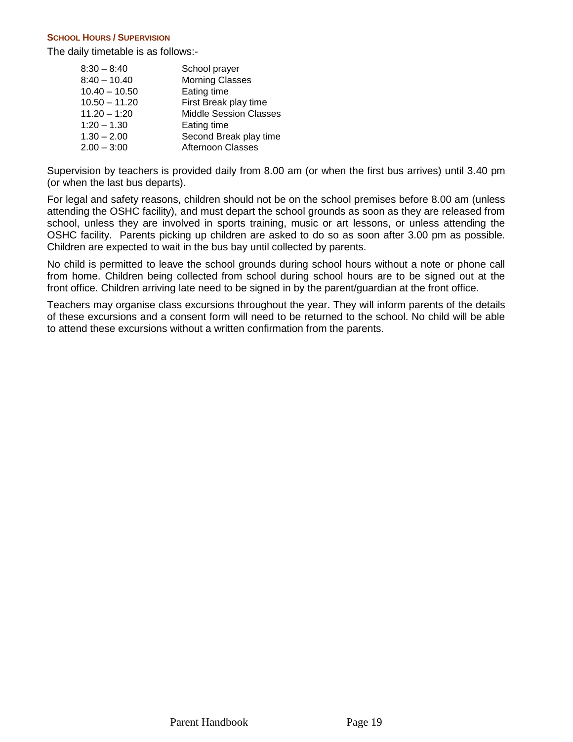### School Hours / Supervision

The daily timetable is as follows:-

| | |
|---|---|
| 8:30 – 8:40 | School prayer |
| 8:40 – 10.40 | Morning Classes |
| 10.40 – 10.50 | Eating time |
| 10.50 – 11.20 | First Break play time |
| 11.20 – 1:20 | Middle Session Classes |
| 1:20 – 1.30 | Eating time |
| 1.30 – 2.00 | Second Break play time |
| 2.00 – 3:00 | Afternoon Classes |

Supervision by teachers is provided daily from 8.00 am (or when the first bus arrives) until 3.40 pm (or when the last bus departs).

For legal and safety reasons, children should not be on the school premises before 8.00 am (unless attending the OSHC facility), and must depart the school grounds as soon as they are released from school, unless they are involved in sports training, music or art lessons, or unless attending the OSHC facility. Parents picking up children are asked to do so as soon after 3.00 pm as possible. Children are expected to wait in the bus bay until collected by parents.

No child is permitted to leave the school grounds during school hours without a note or phone call from home. Children being collected from school during school hours are to be signed out at the front office. Children arriving late need to be signed in by the parent/guardian at the front office.

Teachers may organise class excursions throughout the year. They will inform parents of the details of these excursions and a consent form will need to be returned to the school. No child will be able to attend these excursions without a written confirmation from the parents.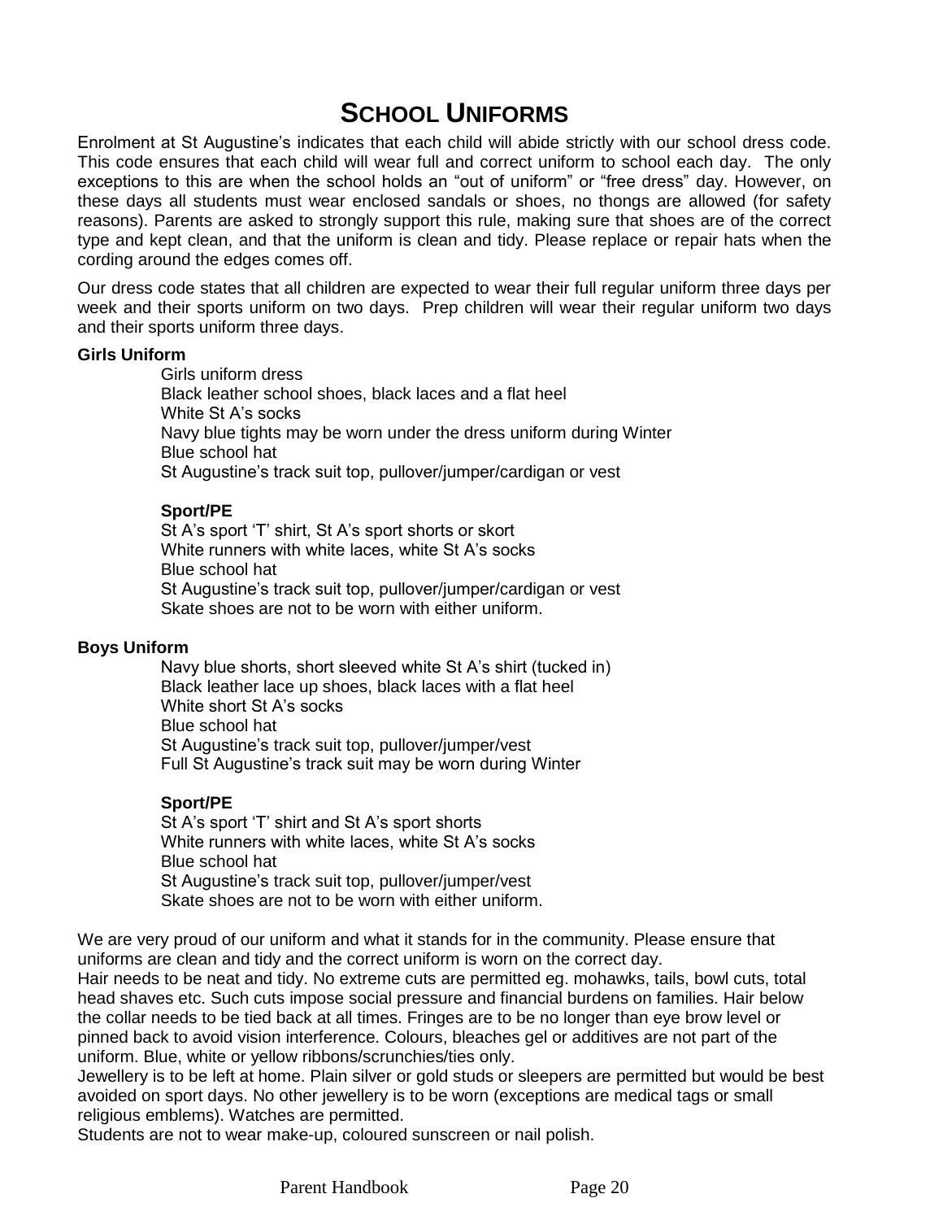# School Uniforms

Enrolment at St Augustine's indicates that each child will abide strictly with our school dress code. This code ensures that each child will wear full and correct uniform to school each day. The only exceptions to this are when the school holds an "out of uniform" or "free dress" day. However, on these days all students must wear enclosed sandals or shoes, no thongs are allowed (for safety reasons). Parents are asked to strongly support this rule, making sure that shoes are of the correct type and kept clean, and that the uniform is clean and tidy. Please replace or repair hats when the cording around the edges comes off.

Our dress code states that all children are expected to wear their full regular uniform three days per week and their sports uniform on two days. Prep children will wear their regular uniform two days and their sports uniform three days.

**Girls Uniform**

Girls uniform dress
Black leather school shoes, black laces and a flat heel
White St A's socks
Navy blue tights may be worn under the dress uniform during Winter
Blue school hat
St Augustine's track suit top, pullover/jumper/cardigan or vest

**Sport/PE**

St A's sport 'T' shirt, St A's sport shorts or skort
White runners with white laces, white St A's socks
Blue school hat
St Augustine's track suit top, pullover/jumper/cardigan or vest
Skate shoes are not to be worn with either uniform.

**Boys Uniform**

Navy blue shorts, short sleeved white St A's shirt (tucked in)
Black leather lace up shoes, black laces with a flat heel
White short St A's socks
Blue school hat
St Augustine's track suit top, pullover/jumper/vest
Full St Augustine's track suit may be worn during Winter

**Sport/PE**

St A's sport 'T' shirt and St A's sport shorts
White runners with white laces, white St A's socks
Blue school hat
St Augustine's track suit top, pullover/jumper/vest
Skate shoes are not to be worn with either uniform.

We are very proud of our uniform and what it stands for in the community. Please ensure that uniforms are clean and tidy and the correct uniform is worn on the correct day.
Hair needs to be neat and tidy. No extreme cuts are permitted eg. mohawks, tails, bowl cuts, total head shaves etc. Such cuts impose social pressure and financial burdens on families. Hair below the collar needs to be tied back at all times. Fringes are to be no longer than eye brow level or pinned back to avoid vision interference. Colours, bleaches gel or additives are not part of the uniform. Blue, white or yellow ribbons/scrunchies/ties only.
Jewellery is to be left at home. Plain silver or gold studs or sleepers are permitted but would be best avoided on sport days. No other jewellery is to be worn (exceptions are medical tags or small religious emblems). Watches are permitted.
Students are not to wear make-up, coloured sunscreen or nail polish.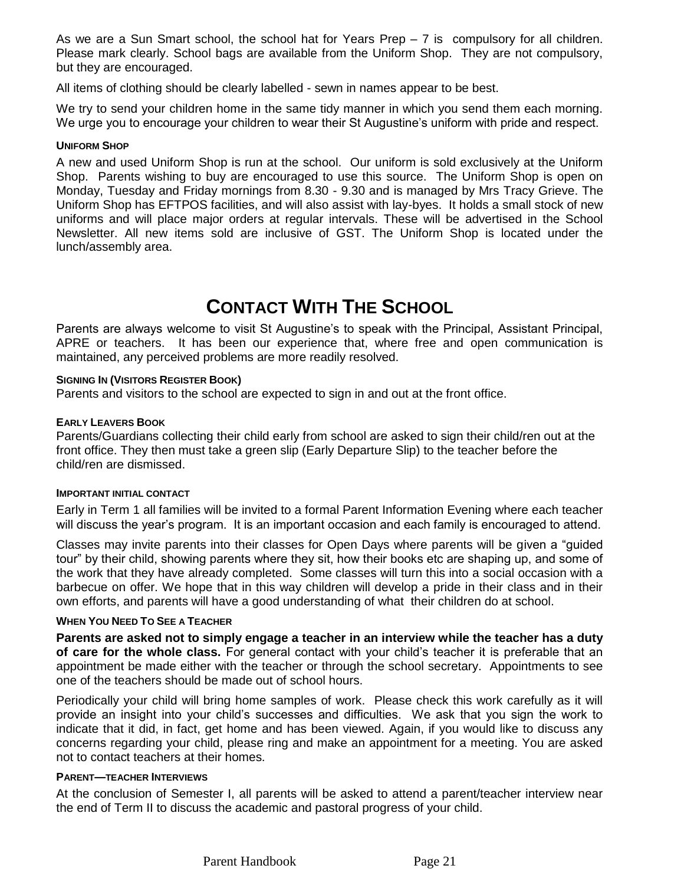As we are a Sun Smart school, the school hat for Years Prep – 7 is compulsory for all children. Please mark clearly. School bags are available from the Uniform Shop. They are not compulsory, but they are encouraged.

All items of clothing should be clearly labelled - sewn in names appear to be best.

We try to send your children home in the same tidy manner in which you send them each morning. We urge you to encourage your children to wear their St Augustine's uniform with pride and respect.

#### UNIFORM SHOP

A new and used Uniform Shop is run at the school. Our uniform is sold exclusively at the Uniform Shop. Parents wishing to buy are encouraged to use this source. The Uniform Shop is open on Monday, Tuesday and Friday mornings from 8.30 - 9.30 and is managed by Mrs Tracy Grieve. The Uniform Shop has EFTPOS facilities, and will also assist with lay-byes. It holds a small stock of new uniforms and will place major orders at regular intervals. These will be advertised in the School Newsletter. All new items sold are inclusive of GST. The Uniform Shop is located under the lunch/assembly area.

# CONTACT WITH THE SCHOOL

Parents are always welcome to visit St Augustine's to speak with the Principal, Assistant Principal, APRE or teachers. It has been our experience that, where free and open communication is maintained, any perceived problems are more readily resolved.

#### SIGNING IN (VISITORS REGISTER BOOK)

Parents and visitors to the school are expected to sign in and out at the front office.

#### EARLY LEAVERS BOOK

Parents/Guardians collecting their child early from school are asked to sign their child/ren out at the front office. They then must take a green slip (Early Departure Slip) to the teacher before the child/ren are dismissed.

#### IMPORTANT INITIAL CONTACT

Early in Term 1 all families will be invited to a formal Parent Information Evening where each teacher will discuss the year's program. It is an important occasion and each family is encouraged to attend.

Classes may invite parents into their classes for Open Days where parents will be given a "guided tour" by their child, showing parents where they sit, how their books etc are shaping up, and some of the work that they have already completed. Some classes will turn this into a social occasion with a barbecue on offer. We hope that in this way children will develop a pride in their class and in their own efforts, and parents will have a good understanding of what their children do at school.

#### WHEN YOU NEED TO SEE A TEACHER

**Parents are asked not to simply engage a teacher in an interview while the teacher has a duty of care for the whole class.** For general contact with your child's teacher it is preferable that an appointment be made either with the teacher or through the school secretary. Appointments to see one of the teachers should be made out of school hours.

Periodically your child will bring home samples of work. Please check this work carefully as it will provide an insight into your child's successes and difficulties. We ask that you sign the work to indicate that it did, in fact, get home and has been viewed. Again, if you would like to discuss any concerns regarding your child, please ring and make an appointment for a meeting. You are asked not to contact teachers at their homes.

#### PARENT—TEACHER INTERVIEWS

At the conclusion of Semester I, all parents will be asked to attend a parent/teacher interview near the end of Term II to discuss the academic and pastoral progress of your child.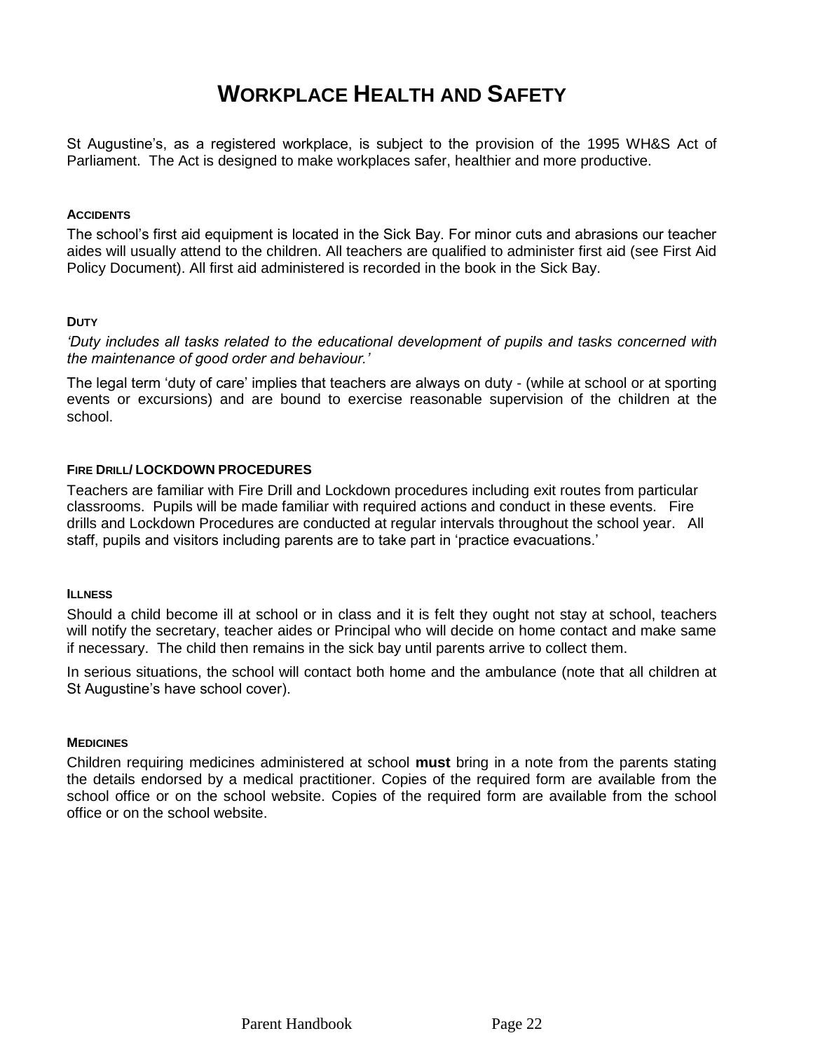# Workplace Health and Safety

St Augustine's, as a registered workplace, is subject to the provision of the 1995 WH&S Act of Parliament. The Act is designed to make workplaces safer, healthier and more productive.

#### Accidents

The school's first aid equipment is located in the Sick Bay. For minor cuts and abrasions our teacher aides will usually attend to the children. All teachers are qualified to administer first aid (see First Aid Policy Document). All first aid administered is recorded in the book in the Sick Bay.

#### Duty

*'Duty includes all tasks related to the educational development of pupils and tasks concerned with the maintenance of good order and behaviour.'*

The legal term 'duty of care' implies that teachers are always on duty - (while at school or at sporting events or excursions) and are bound to exercise reasonable supervision of the children at the school.

#### Fire Drill/ LOCKDOWN PROCEDURES

Teachers are familiar with Fire Drill and Lockdown procedures including exit routes from particular classrooms. Pupils will be made familiar with required actions and conduct in these events. Fire drills and Lockdown Procedures are conducted at regular intervals throughout the school year. All staff, pupils and visitors including parents are to take part in 'practice evacuations.'

#### Illness

Should a child become ill at school or in class and it is felt they ought not stay at school, teachers will notify the secretary, teacher aides or Principal who will decide on home contact and make same if necessary. The child then remains in the sick bay until parents arrive to collect them.

In serious situations, the school will contact both home and the ambulance (note that all children at St Augustine's have school cover).

#### Medicines

Children requiring medicines administered at school **must** bring in a note from the parents stating the details endorsed by a medical practitioner. Copies of the required form are available from the school office or on the school website. Copies of the required form are available from the school office or on the school website.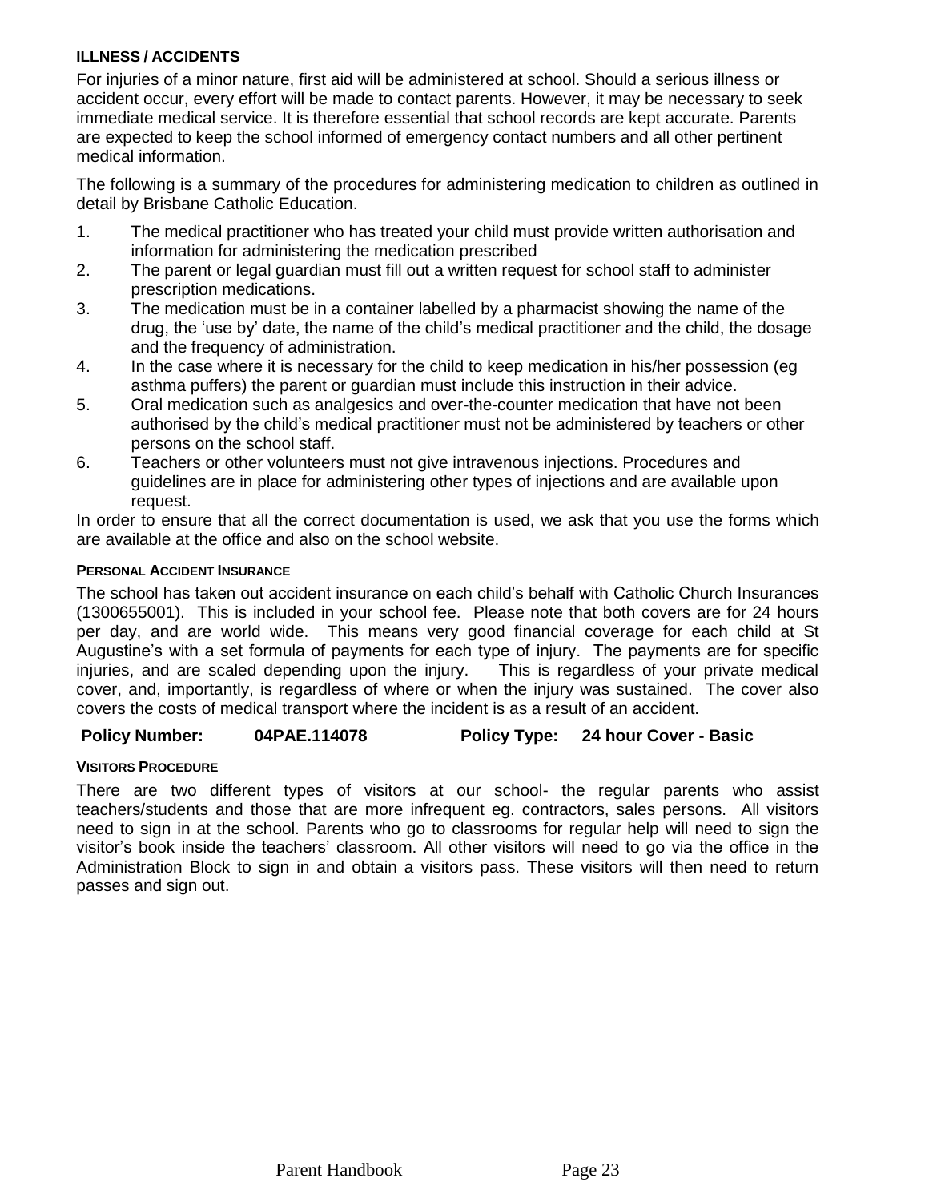**ILLNESS / ACCIDENTS**

For injuries of a minor nature, first aid will be administered at school. Should a serious illness or accident occur, every effort will be made to contact parents. However, it may be necessary to seek immediate medical service. It is therefore essential that school records are kept accurate. Parents are expected to keep the school informed of emergency contact numbers and all other pertinent medical information.

The following is a summary of the procedures for administering medication to children as outlined in detail by Brisbane Catholic Education.

1. The medical practitioner who has treated your child must provide written authorisation and information for administering the medication prescribed
2. The parent or legal guardian must fill out a written request for school staff to administer prescription medications.
3. The medication must be in a container labelled by a pharmacist showing the name of the drug, the 'use by' date, the name of the child's medical practitioner and the child, the dosage and the frequency of administration.
4. In the case where it is necessary for the child to keep medication in his/her possession (eg asthma puffers) the parent or guardian must include this instruction in their advice.
5. Oral medication such as analgesics and over-the-counter medication that have not been authorised by the child's medical practitioner must not be administered by teachers or other persons on the school staff.
6. Teachers or other volunteers must not give intravenous injections. Procedures and guidelines are in place for administering other types of injections and are available upon request.

In order to ensure that all the correct documentation is used, we ask that you use the forms which are available at the office and also on the school website.

**PERSONAL ACCIDENT INSURANCE**

The school has taken out accident insurance on each child's behalf with Catholic Church Insurances (1300655001). This is included in your school fee. Please note that both covers are for 24 hours per day, and are world wide. This means very good financial coverage for each child at St Augustine's with a set formula of payments for each type of injury. The payments are for specific injuries, and are scaled depending upon the injury. This is regardless of your private medical cover, and, importantly, is regardless of where or when the injury was sustained. The cover also covers the costs of medical transport where the incident is as a result of an accident.

**Policy Number: 04PAE.114078 Policy Type: 24 hour Cover - Basic**

**VISITORS PROCEDURE**

There are two different types of visitors at our school- the regular parents who assist teachers/students and those that are more infrequent eg. contractors, sales persons. All visitors need to sign in at the school. Parents who go to classrooms for regular help will need to sign the visitor's book inside the teachers' classroom. All other visitors will need to go via the office in the Administration Block to sign in and obtain a visitors pass. These visitors will then need to return passes and sign out.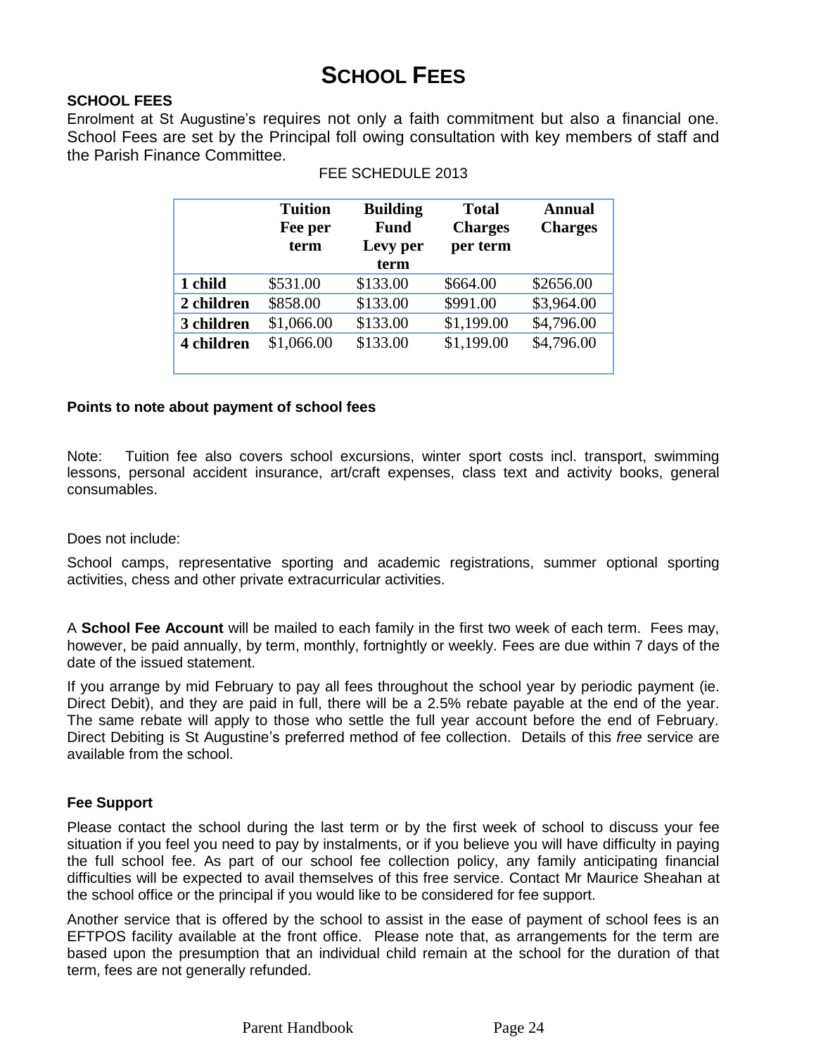# SCHOOL FEES

**SCHOOL FEES**

Enrolment at St Augustine's requires not only a faith commitment but also a financial one. School Fees are set by the Principal foll owing consultation with key members of staff and the Parish Finance Committee.

FEE SCHEDULE 2013

| | Tuition Fee per term | Building Fund Levy per term | Total Charges per term | Annual Charges |
|---|---|---|---|---|
| **1 child** | $531.00 | $133.00 | $664.00 | $2656.00 |
| **2 children** | $858.00 | $133.00 | $991.00 | $3,964.00 |
| **3 children** | $1,066.00 | $133.00 | $1,199.00 | $4,796.00 |
| **4 children** | $1,066.00 | $133.00 | $1,199.00 | $4,796.00 |

**Points to note about payment of school fees**

Note: Tuition fee also covers school excursions, winter sport costs incl. transport, swimming lessons, personal accident insurance, art/craft expenses, class text and activity books, general consumables.

Does not include:

School camps, representative sporting and academic registrations, summer optional sporting activities, chess and other private extracurricular activities.

A **School Fee Account** will be mailed to each family in the first two week of each term. Fees may, however, be paid annually, by term, monthly, fortnightly or weekly. Fees are due within 7 days of the date of the issued statement.

If you arrange by mid February to pay all fees throughout the school year by periodic payment (ie. Direct Debit), and they are paid in full, there will be a 2.5% rebate payable at the end of the year. The same rebate will apply to those who settle the full year account before the end of February. Direct Debiting is St Augustine's preferred method of fee collection. Details of this *free* service are available from the school.

**Fee Support**

Please contact the school during the last term or by the first week of school to discuss your fee situation if you feel you need to pay by instalments, or if you believe you will have difficulty in paying the full school fee. As part of our school fee collection policy, any family anticipating financial difficulties will be expected to avail themselves of this free service. Contact Mr Maurice Sheahan at the school office or the principal if you would like to be considered for fee support.

Another service that is offered by the school to assist in the ease of payment of school fees is an EFTPOS facility available at the front office. Please note that, as arrangements for the term are based upon the presumption that an individual child remain at the school for the duration of that term, fees are not generally refunded.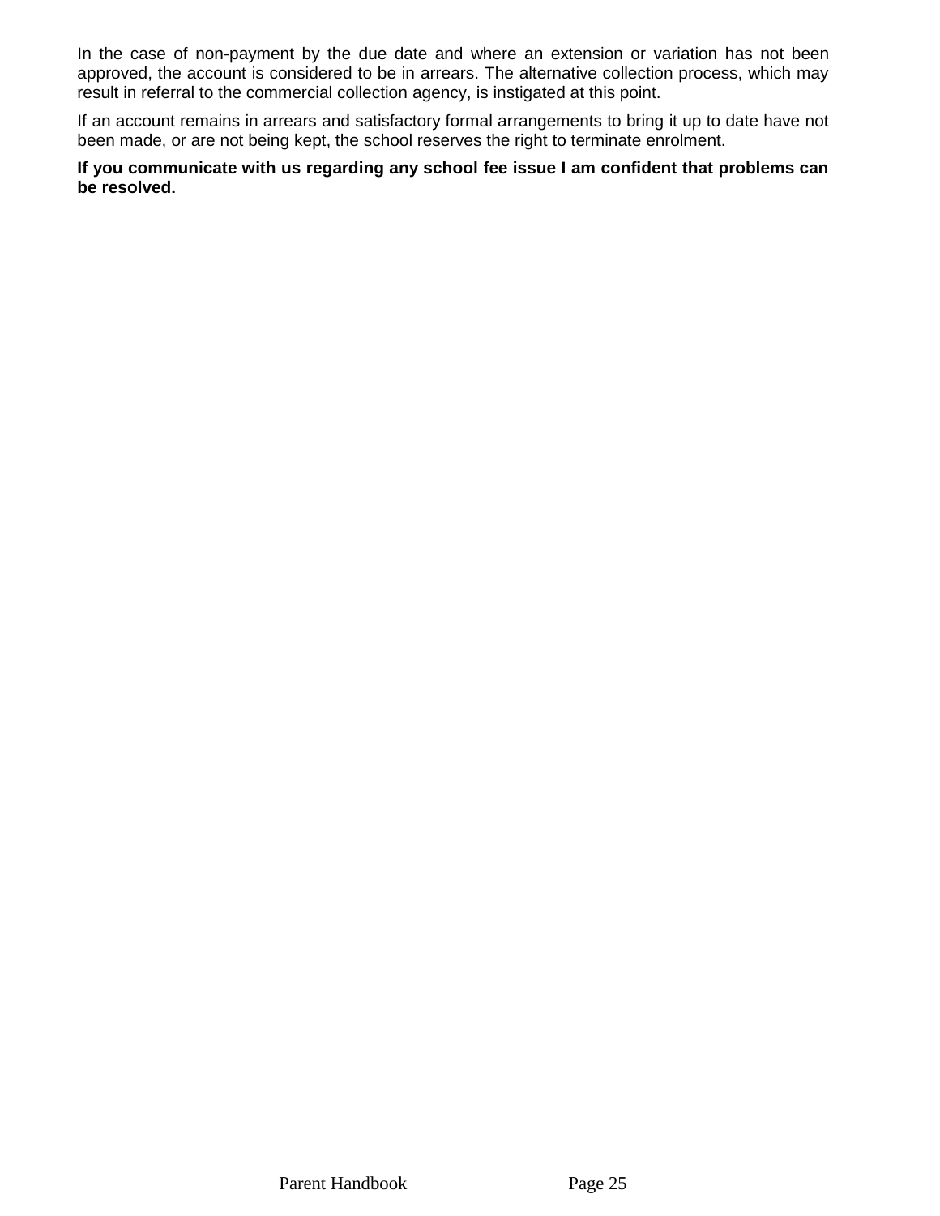In the case of non-payment by the due date and where an extension or variation has not been approved, the account is considered to be in arrears. The alternative collection process, which may result in referral to the commercial collection agency, is instigated at this point.

If an account remains in arrears and satisfactory formal arrangements to bring it up to date have not been made, or are not being kept, the school reserves the right to terminate enrolment.

**If you communicate with us regarding any school fee issue I am confident that problems can be resolved.**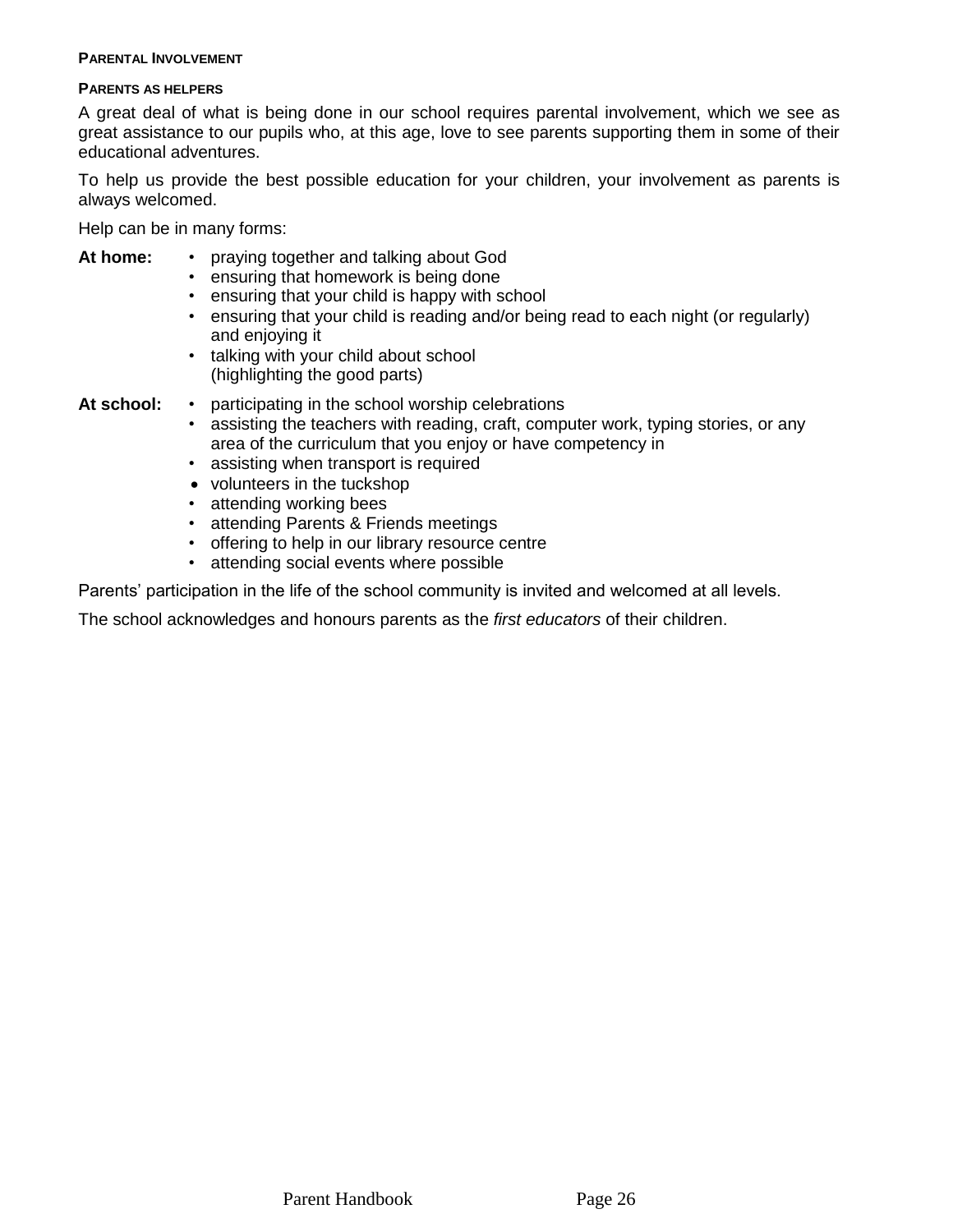### Parental Involvement

#### Parents as helpers

A great deal of what is being done in our school requires parental involvement, which we see as great assistance to our pupils who, at this age, love to see parents supporting them in some of their educational adventures.

To help us provide the best possible education for your children, your involvement as parents is always welcomed.

Help can be in many forms:

**At home:**

- praying together and talking about God
- ensuring that homework is being done
- ensuring that your child is happy with school
- ensuring that your child is reading and/or being read to each night (or regularly) and enjoying it
- talking with your child about school (highlighting the good parts)

**At school:**

- participating in the school worship celebrations
- assisting the teachers with reading, craft, computer work, typing stories, or any area of the curriculum that you enjoy or have competency in
- assisting when transport is required
- volunteers in the tuckshop
- attending working bees
- attending Parents & Friends meetings
- offering to help in our library resource centre
- attending social events where possible

Parents' participation in the life of the school community is invited and welcomed at all levels.

The school acknowledges and honours parents as the *first educators* of their children.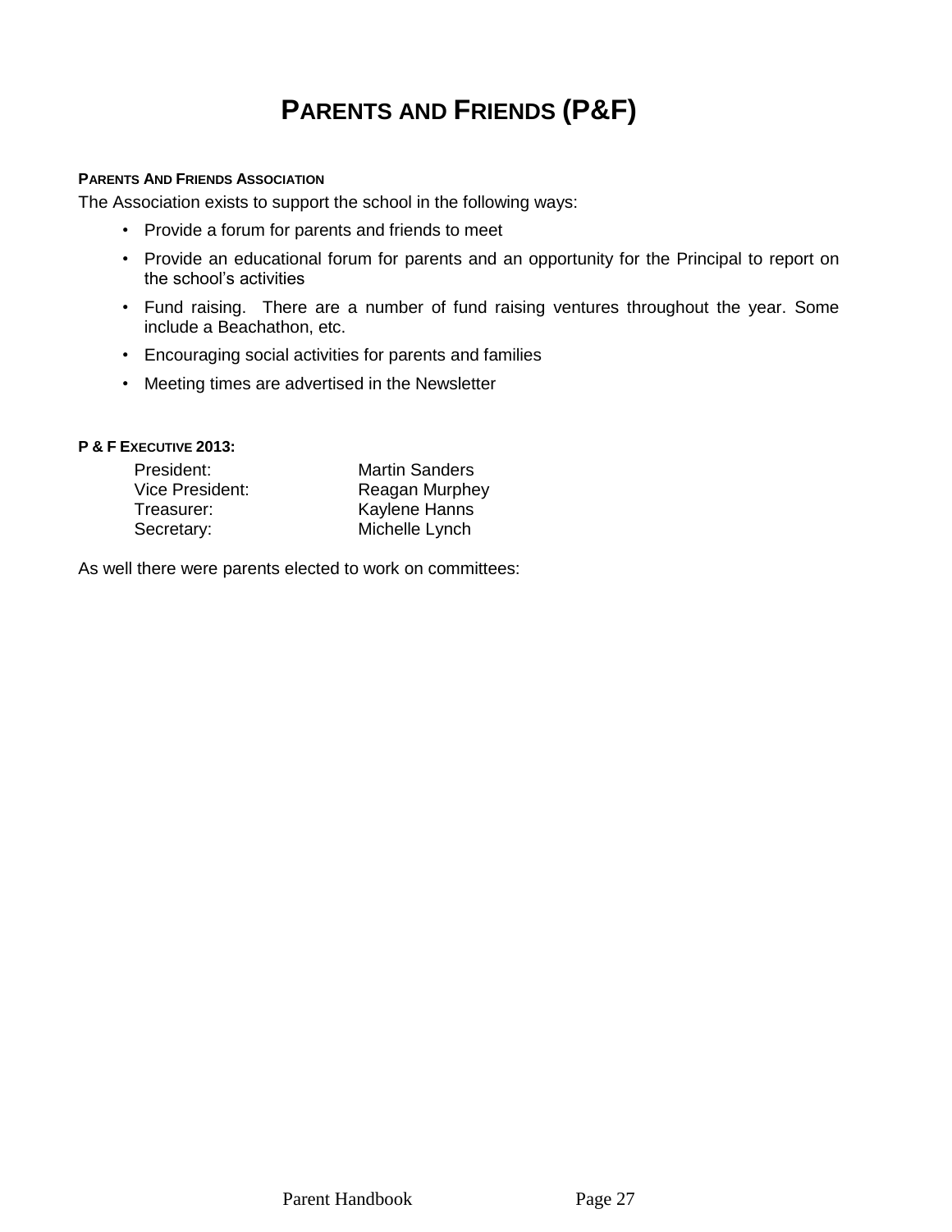# PARENTS AND FRIENDS (P&F)

### PARENTS AND FRIENDS ASSOCIATION

The Association exists to support the school in the following ways:

- Provide a forum for parents and friends to meet
- Provide an educational forum for parents and an opportunity for the Principal to report on the school's activities
- Fund raising. There are a number of fund raising ventures throughout the year. Some include a Beachathon, etc.
- Encouraging social activities for parents and families
- Meeting times are advertised in the Newsletter

### P & F EXECUTIVE 2013:

| | |
|---|---|
| President: | Martin Sanders |
| Vice President: | Reagan Murphey |
| Treasurer: | Kaylene Hanns |
| Secretary: | Michelle Lynch |

As well there were parents elected to work on committees: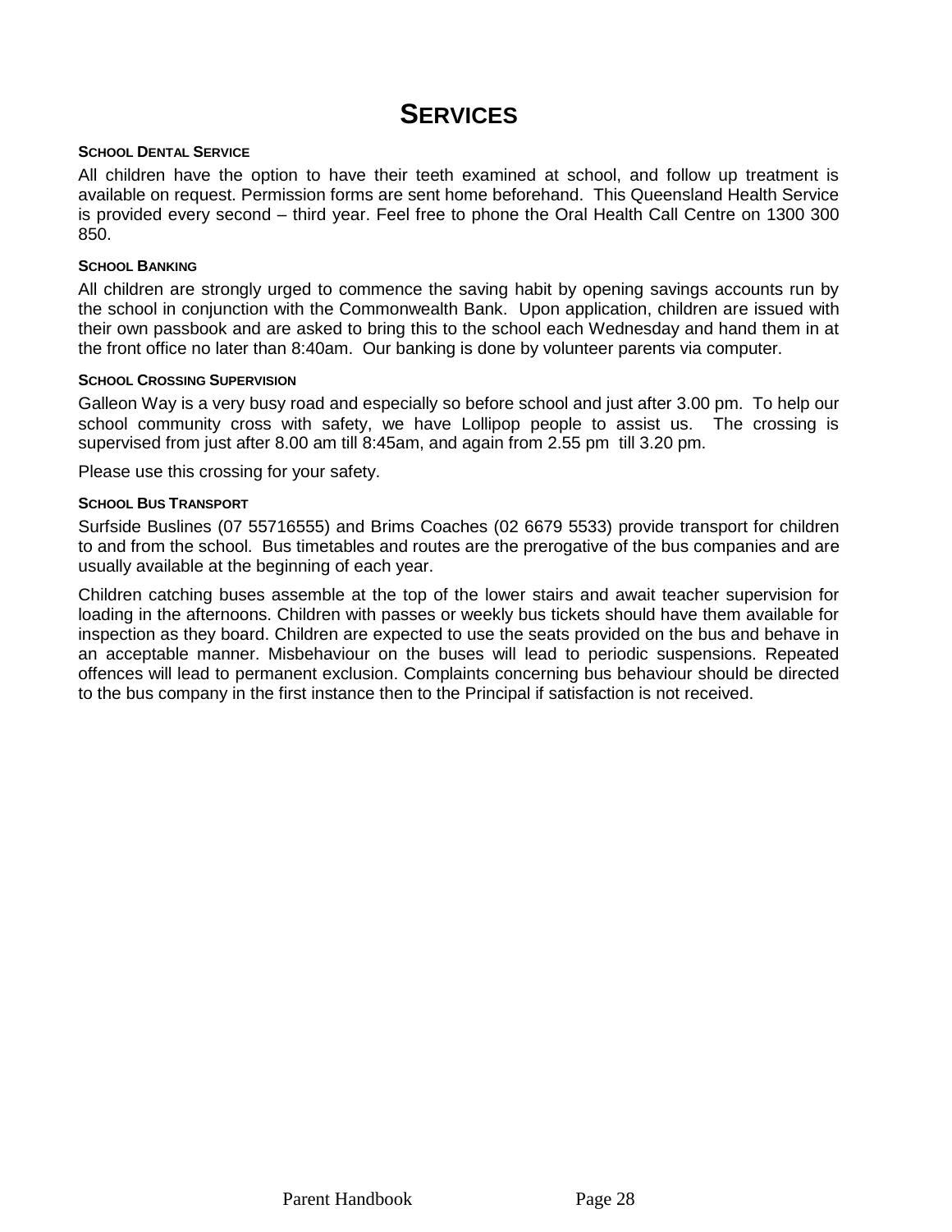# SERVICES

#### SCHOOL DENTAL SERVICE

All children have the option to have their teeth examined at school, and follow up treatment is available on request. Permission forms are sent home beforehand. This Queensland Health Service is provided every second – third year. Feel free to phone the Oral Health Call Centre on 1300 300 850.

#### SCHOOL BANKING

All children are strongly urged to commence the saving habit by opening savings accounts run by the school in conjunction with the Commonwealth Bank. Upon application, children are issued with their own passbook and are asked to bring this to the school each Wednesday and hand them in at the front office no later than 8:40am. Our banking is done by volunteer parents via computer.

#### SCHOOL CROSSING SUPERVISION

Galleon Way is a very busy road and especially so before school and just after 3.00 pm. To help our school community cross with safety, we have Lollipop people to assist us. The crossing is supervised from just after 8.00 am till 8:45am, and again from 2.55 pm till 3.20 pm.

Please use this crossing for your safety.

#### SCHOOL BUS TRANSPORT

Surfside Buslines (07 55716555) and Brims Coaches (02 6679 5533) provide transport for children to and from the school. Bus timetables and routes are the prerogative of the bus companies and are usually available at the beginning of each year.

Children catching buses assemble at the top of the lower stairs and await teacher supervision for loading in the afternoons. Children with passes or weekly bus tickets should have them available for inspection as they board. Children are expected to use the seats provided on the bus and behave in an acceptable manner. Misbehaviour on the buses will lead to periodic suspensions. Repeated offences will lead to permanent exclusion. Complaints concerning bus behaviour should be directed to the bus company in the first instance then to the Principal if satisfaction is not received.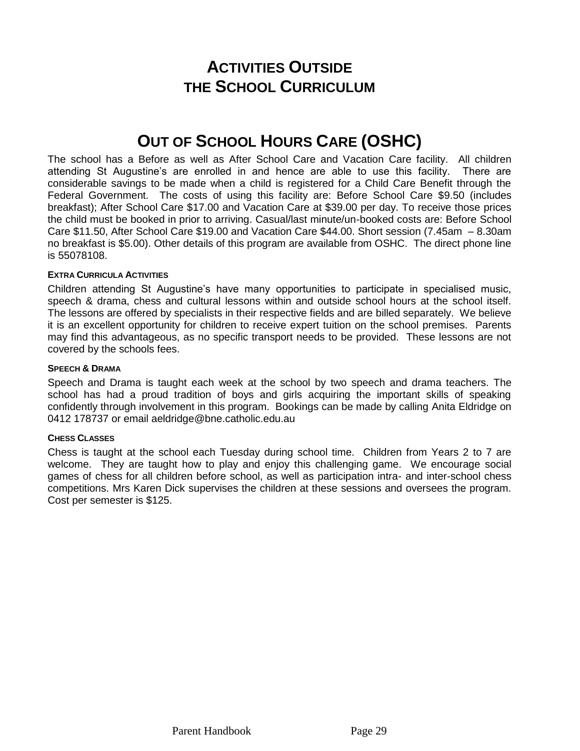# Activities Outside the School Curriculum

## Out of School Hours Care (OSHC)

The school has a Before as well as After School Care and Vacation Care facility. All children attending St Augustine's are enrolled in and hence are able to use this facility. There are considerable savings to be made when a child is registered for a Child Care Benefit through the Federal Government. The costs of using this facility are: Before School Care $9.50 (includes breakfast); After School Care $17.00 and Vacation Care at $39.00 per day. To receive those prices the child must be booked in prior to arriving. Casual/last minute/un-booked costs are: Before School Care $11.50, After School Care $19.00 and Vacation Care $44.00. Short session (7.45am – 8.30am no breakfast is $5.00). Other details of this program are available from OSHC. The direct phone line is 55078108.

#### Extra Curricula Activities

Children attending St Augustine's have many opportunities to participate in specialised music, speech & drama, chess and cultural lessons within and outside school hours at the school itself. The lessons are offered by specialists in their respective fields and are billed separately. We believe it is an excellent opportunity for children to receive expert tuition on the school premises. Parents may find this advantageous, as no specific transport needs to be provided. These lessons are not covered by the schools fees.

#### Speech & Drama

Speech and Drama is taught each week at the school by two speech and drama teachers. The school has had a proud tradition of boys and girls acquiring the important skills of speaking confidently through involvement in this program. Bookings can be made by calling Anita Eldridge on 0412 178737 or email aeldridge@bne.catholic.edu.au

#### Chess Classes

Chess is taught at the school each Tuesday during school time. Children from Years 2 to 7 are welcome. They are taught how to play and enjoy this challenging game. We encourage social games of chess for all children before school, as well as participation intra- and inter-school chess competitions. Mrs Karen Dick supervises the children at these sessions and oversees the program. Cost per semester is $125.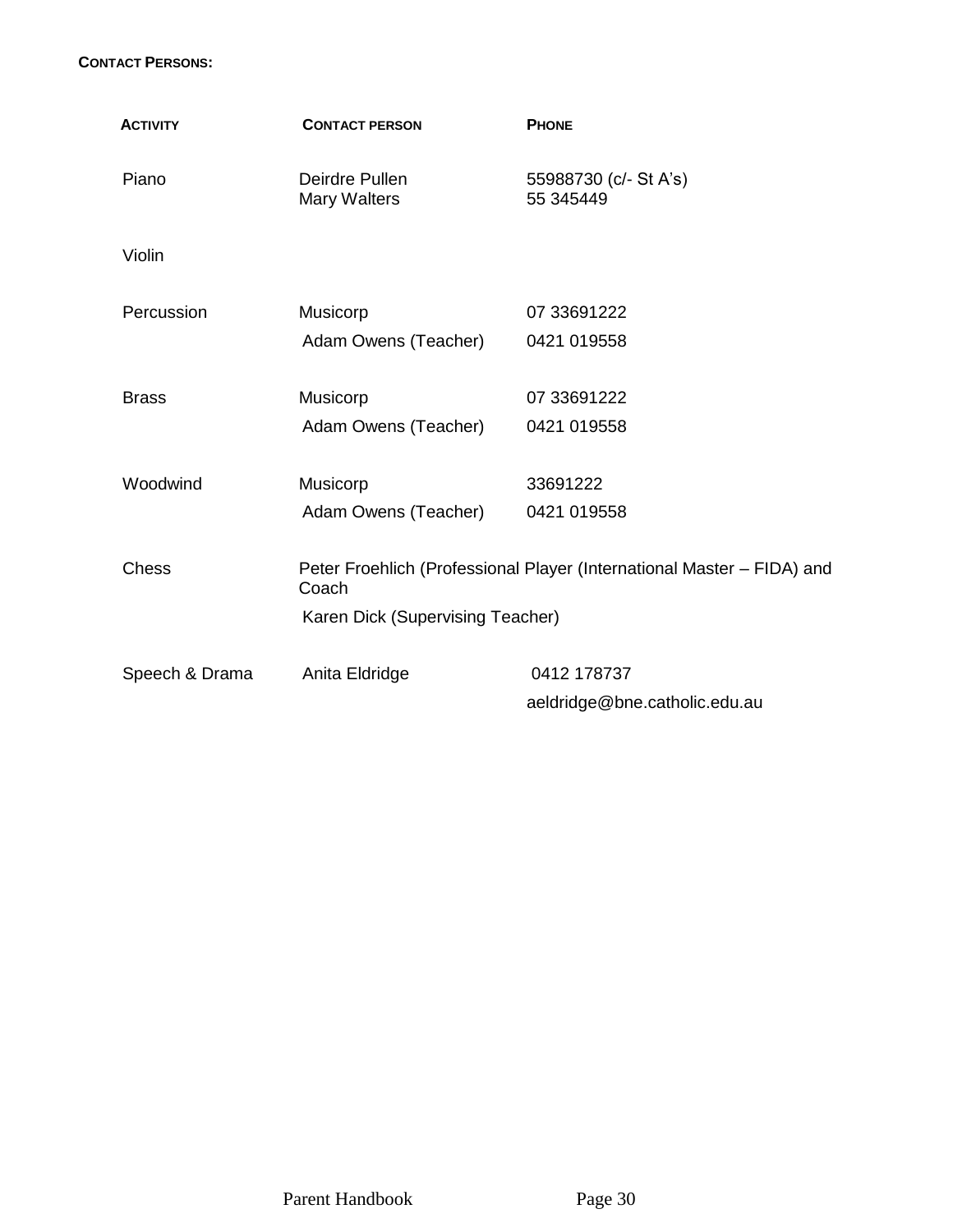**CONTACT PERSONS:**

| ACTIVITY | CONTACT PERSON | PHONE |
| --- | --- | --- |
| Piano | Deirdre Pullen<br>Mary Walters | 55988730 (c/- St A's)<br>55 345449 |
| Violin | | |
| Percussion | Musicorp | 07 33691222 |
| | Adam Owens (Teacher) | 0421 019558 |
| Brass | Musicorp | 07 33691222 |
| | Adam Owens (Teacher) | 0421 019558 |
| Woodwind | Musicorp | 33691222 |
| | Adam Owens (Teacher) | 0421 019558 |
| Chess | Peter Froehlich (Professional Player (International Master – FIDA) and Coach | |
| | Karen Dick (Supervising Teacher) | |
| Speech & Drama | Anita Eldridge | 0412 178737 |
| | | aeldridge@bne.catholic.edu.au |